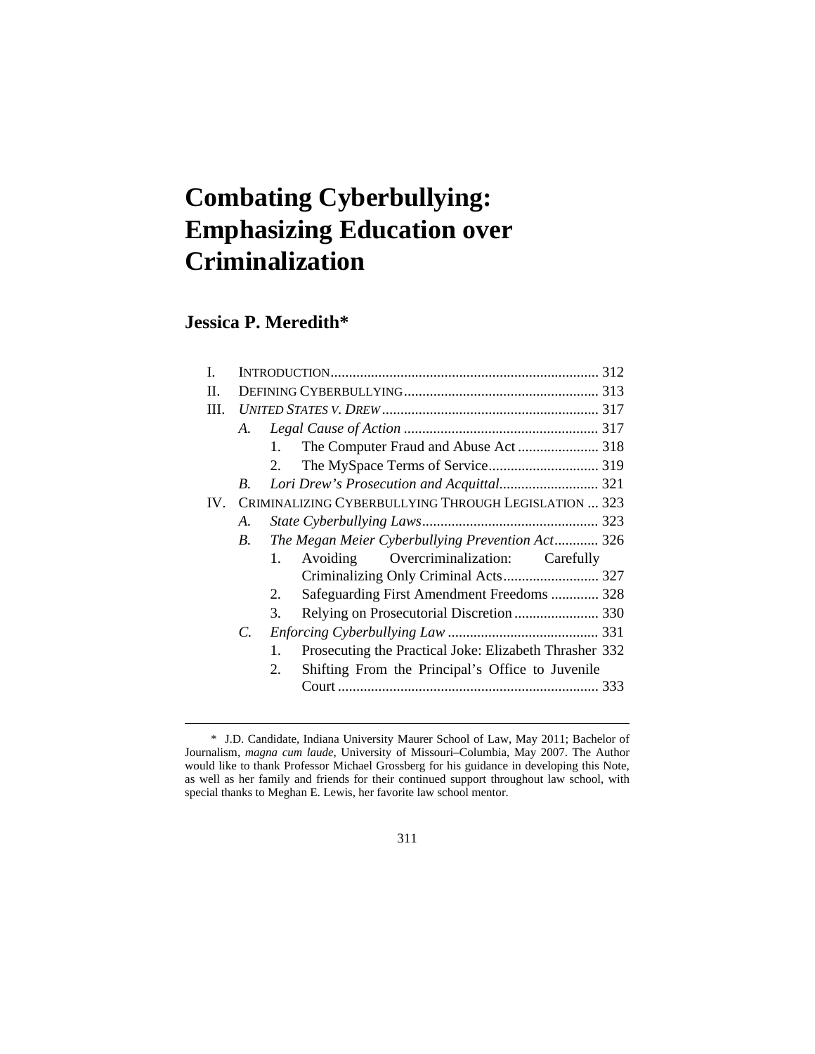# Combating Cyberbullying: Emphasizing Education over Criminalization

## Jessica P. Meredith*

- I. INTRODUCTION ........................................................................ 312
- II. DEFINING CYBERBULLYING .................................................... 313
- III. *UNITED STATES V. DREW* ........................................................... 317
  - *A. Legal Cause of Action* ..................................................... 317
    - 1. The Computer Fraud and Abuse Act ...................... 318
    - 2. The MySpace Terms of Service.............................. 319
  - *B. Lori Drew's Prosecution and Acquittal*........................... 321
- IV. CRIMINALIZING CYBERBULLYING THROUGH LEGISLATION ... 323
  - *A. State Cyberbullying Laws*................................................ 323
  - *B. The Megan Meier Cyberbullying Prevention Act*............ 326
    - 1. Avoiding Overcriminalization: Carefully Criminalizing Only Criminal Acts.......................... 327
    - 2. Safeguarding First Amendment Freedoms ............. 328
    - 3. Relying on Prosecutorial Discretion....................... 330
  - *C. Enforcing Cyberbullying Law* ......................................... 331
    - 1. Prosecuting the Practical Joke: Elizabeth Thrasher 332
    - 2. Shifting From the Principal's Office to Juvenile Court ....................................................................... 333

---

\* J.D. Candidate, Indiana University Maurer School of Law, May 2011; Bachelor of Journalism, *magna cum laude*, University of Missouri–Columbia, May 2007. The Author would like to thank Professor Michael Grossberg for his guidance in developing this Note, as well as her family and friends for their continued support throughout law school, with special thanks to Meghan E. Lewis, her favorite law school mentor.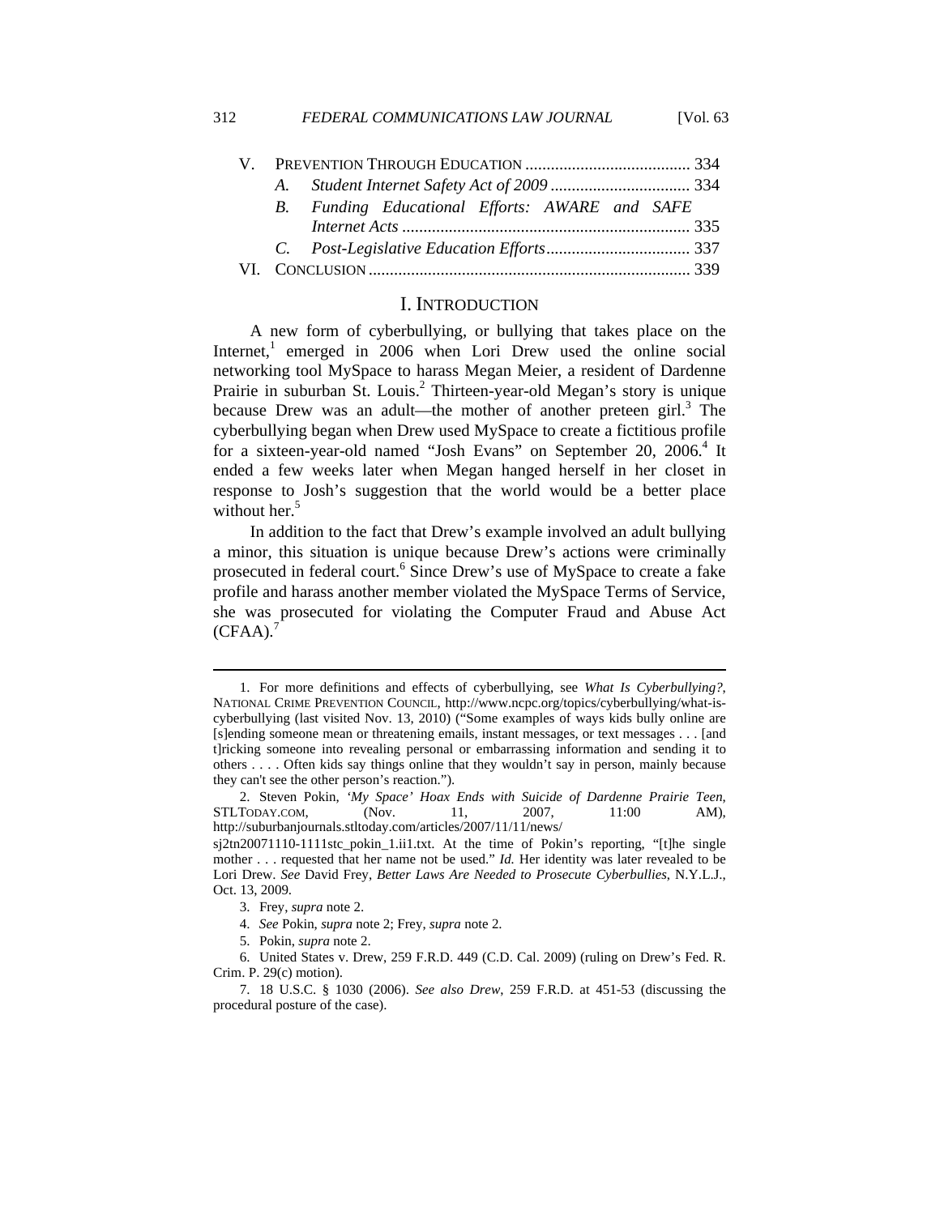V. Prevention Through Education ........................................ 334
   A. *Student Internet Safety Act of 2009* ................................ 334
   B. *Funding Educational Efforts: AWARE and SAFE Internet Acts* ..................................................................... 335
   C. *Post-Legislative Education Efforts*.................................. 337
VI. Conclusion ............................................................................ 339

## I. Introduction

A new form of cyberbullying, or bullying that takes place on the Internet,[1] emerged in 2006 when Lori Drew used the online social networking tool MySpace to harass Megan Meier, a resident of Dardenne Prairie in suburban St. Louis.[2] Thirteen-year-old Megan's story is unique because Drew was an adult—the mother of another preteen girl.[3] The cyberbullying began when Drew used MySpace to create a fictitious profile for a sixteen-year-old named "Josh Evans" on September 20, 2006.[4] It ended a few weeks later when Megan hanged herself in her closet in response to Josh's suggestion that the world would be a better place without her.[5]

In addition to the fact that Drew's example involved an adult bullying a minor, this situation is unique because Drew's actions were criminally prosecuted in federal court.[6] Since Drew's use of MySpace to create a fake profile and harass another member violated the MySpace Terms of Service, she was prosecuted for violating the Computer Fraud and Abuse Act (CFAA).[7]

---

1. For more definitions and effects of cyberbullying, see *What Is Cyberbullying?*, National Crime Prevention Council, http://www.ncpc.org/topics/cyberbullying/what-is-cyberbullying (last visited Nov. 13, 2010) ("Some examples of ways kids bully online are [s]ending someone mean or threatening emails, instant messages, or text messages . . . [and t]ricking someone into revealing personal or embarrassing information and sending it to others . . . . Often kids say things online that they wouldn't say in person, mainly because they can't see the other person's reaction.").

2. Steven Pokin, *'My Space' Hoax Ends with Suicide of Dardenne Prairie Teen*, STLToday.com, (Nov. 11, 2007, 11:00 AM), http://suburbanjournals.stltoday.com/articles/2007/11/11/news/sj2tn20071110-1111stc_pokin_1.ii1.txt. At the time of Pokin's reporting, "[t]he single mother . . . requested that her name not be used." *Id.* Her identity was later revealed to be Lori Drew. *See* David Frey, *Better Laws Are Needed to Prosecute Cyberbullies*, N.Y.L.J., Oct. 13, 2009.

3. Frey, *supra* note 2.

4. *See* Pokin, *supra* note 2; Frey, *supra* note 2.

5. Pokin, *supra* note 2.

6. United States v. Drew, 259 F.R.D. 449 (C.D. Cal. 2009) (ruling on Drew's Fed. R. Crim. P. 29(c) motion).

7. 18 U.S.C. § 1030 (2006). *See also Drew*, 259 F.R.D. at 451-53 (discussing the procedural posture of the case).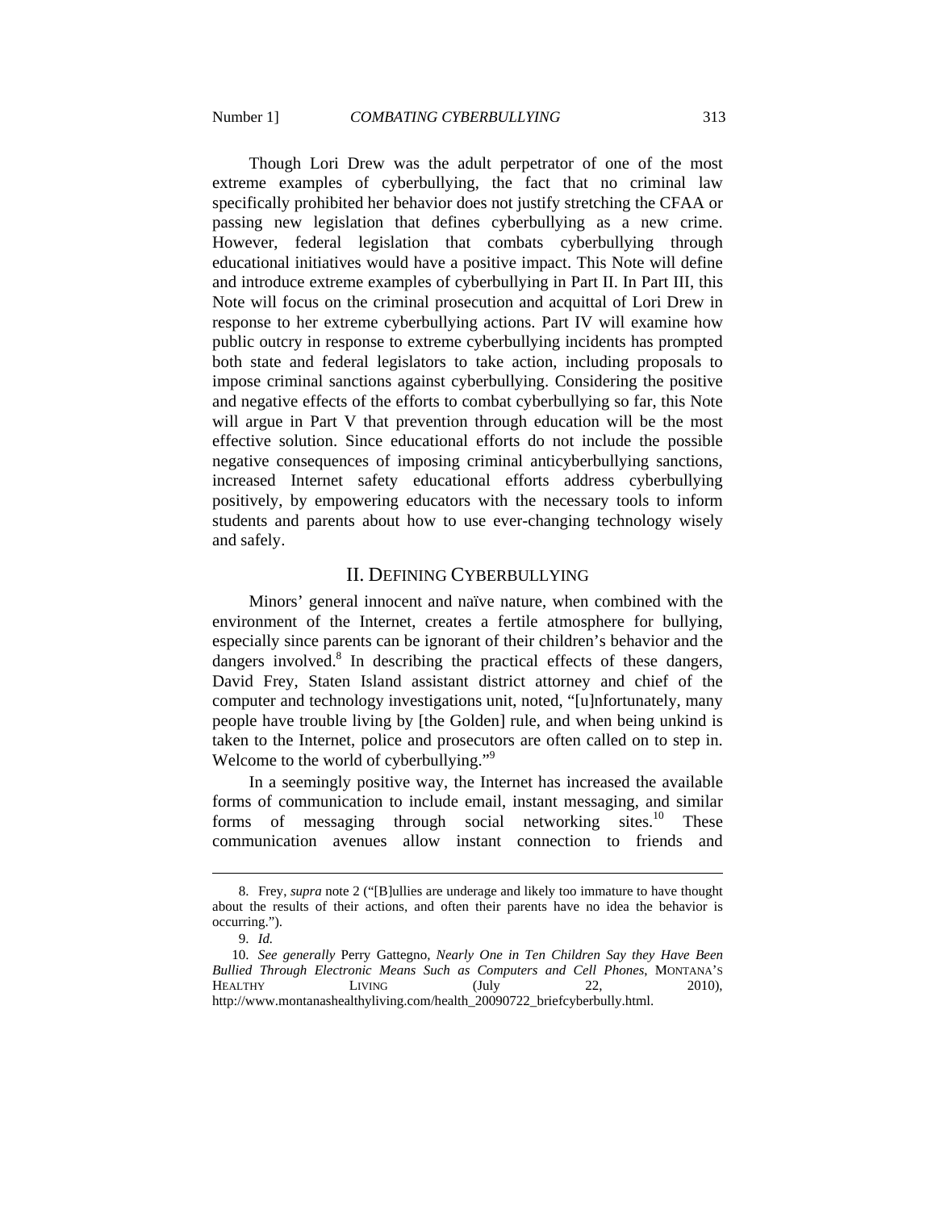Though Lori Drew was the adult perpetrator of one of the most extreme examples of cyberbullying, the fact that no criminal law specifically prohibited her behavior does not justify stretching the CFAA or passing new legislation that defines cyberbullying as a new crime. However, federal legislation that combats cyberbullying through educational initiatives would have a positive impact. This Note will define and introduce extreme examples of cyberbullying in Part II. In Part III, this Note will focus on the criminal prosecution and acquittal of Lori Drew in response to her extreme cyberbullying actions. Part IV will examine how public outcry in response to extreme cyberbullying incidents has prompted both state and federal legislators to take action, including proposals to impose criminal sanctions against cyberbullying. Considering the positive and negative effects of the efforts to combat cyberbullying so far, this Note will argue in Part V that prevention through education will be the most effective solution. Since educational efforts do not include the possible negative consequences of imposing criminal anticyberbullying sanctions, increased Internet safety educational efforts address cyberbullying positively, by empowering educators with the necessary tools to inform students and parents about how to use ever-changing technology wisely and safely.

## II. DEFINING CYBERBULLYING

Minors' general innocent and naïve nature, when combined with the environment of the Internet, creates a fertile atmosphere for bullying, especially since parents can be ignorant of their children's behavior and the dangers involved.[8] In describing the practical effects of these dangers, David Frey, Staten Island assistant district attorney and chief of the computer and technology investigations unit, noted, "[u]nfortunately, many people have trouble living by [the Golden] rule, and when being unkind is taken to the Internet, police and prosecutors are often called on to step in. Welcome to the world of cyberbullying."[9]

In a seemingly positive way, the Internet has increased the available forms of communication to include email, instant messaging, and similar forms of messaging through social networking sites.[10] These communication avenues allow instant connection to friends and

---

8. Frey, *supra* note 2 ("[B]ullies are underage and likely too immature to have thought about the results of their actions, and often their parents have no idea the behavior is occurring.").

9. *Id.*

10. *See generally* Perry Gattegno, *Nearly One in Ten Children Say they Have Been Bullied Through Electronic Means Such as Computers and Cell Phones*, MONTANA'S HEALTHY LIVING (July 22, 2010), http://www.montanashealthyliving.com/health_20090722_briefcyberbully.html.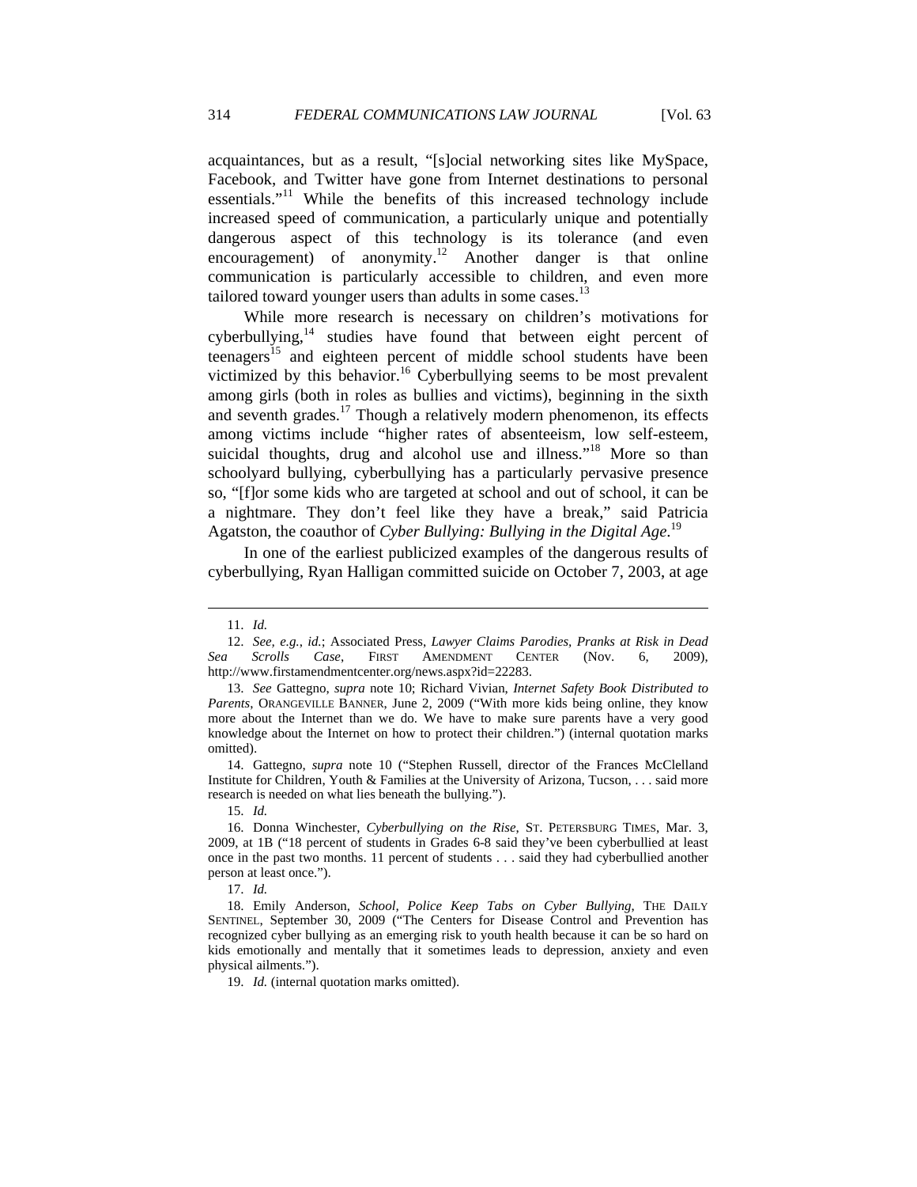acquaintances, but as a result, "[s]ocial networking sites like MySpace, Facebook, and Twitter have gone from Internet destinations to personal essentials."[11] While the benefits of this increased technology include increased speed of communication, a particularly unique and potentially dangerous aspect of this technology is its tolerance (and even encouragement) of anonymity.[12] Another danger is that online communication is particularly accessible to children, and even more tailored toward younger users than adults in some cases.[13]

While more research is necessary on children's motivations for cyberbullying,[14] studies have found that between eight percent of teenagers[15] and eighteen percent of middle school students have been victimized by this behavior.[16] Cyberbullying seems to be most prevalent among girls (both in roles as bullies and victims), beginning in the sixth and seventh grades.[17] Though a relatively modern phenomenon, its effects among victims include "higher rates of absenteeism, low self-esteem, suicidal thoughts, drug and alcohol use and illness."[18] More so than schoolyard bullying, cyberbullying has a particularly pervasive presence so, "[f]or some kids who are targeted at school and out of school, it can be a nightmare. They don't feel like they have a break," said Patricia Agatston, the coauthor of *Cyber Bullying: Bullying in the Digital Age*.[19]

In one of the earliest publicized examples of the dangerous results of cyberbullying, Ryan Halligan committed suicide on October 7, 2003, at age

---

11. *Id.*

12. *See, e.g.*, *id.*; Associated Press, *Lawyer Claims Parodies, Pranks at Risk in Dead Sea Scrolls Case*, FIRST AMENDMENT CENTER (Nov. 6, 2009), http://www.firstamendmentcenter.org/news.aspx?id=22283.

13. *See* Gattegno, *supra* note 10; Richard Vivian, *Internet Safety Book Distributed to Parents*, ORANGEVILLE BANNER, June 2, 2009 ("With more kids being online, they know more about the Internet than we do. We have to make sure parents have a very good knowledge about the Internet on how to protect their children.") (internal quotation marks omitted).

14. Gattegno, *supra* note 10 ("Stephen Russell, director of the Frances McClelland Institute for Children, Youth & Families at the University of Arizona, Tucson, . . . said more research is needed on what lies beneath the bullying.").

15. *Id.*

16. Donna Winchester, *Cyberbullying on the Rise*, ST. PETERSBURG TIMES, Mar. 3, 2009, at 1B ("18 percent of students in Grades 6-8 said they've been cyberbullied at least once in the past two months. 11 percent of students . . . said they had cyberbullied another person at least once.").

17. *Id.*

18. Emily Anderson, *School, Police Keep Tabs on Cyber Bullying*, THE DAILY SENTINEL, September 30, 2009 ("The Centers for Disease Control and Prevention has recognized cyber bullying as an emerging risk to youth health because it can be so hard on kids emotionally and mentally that it sometimes leads to depression, anxiety and even physical ailments.").

19. *Id.* (internal quotation marks omitted).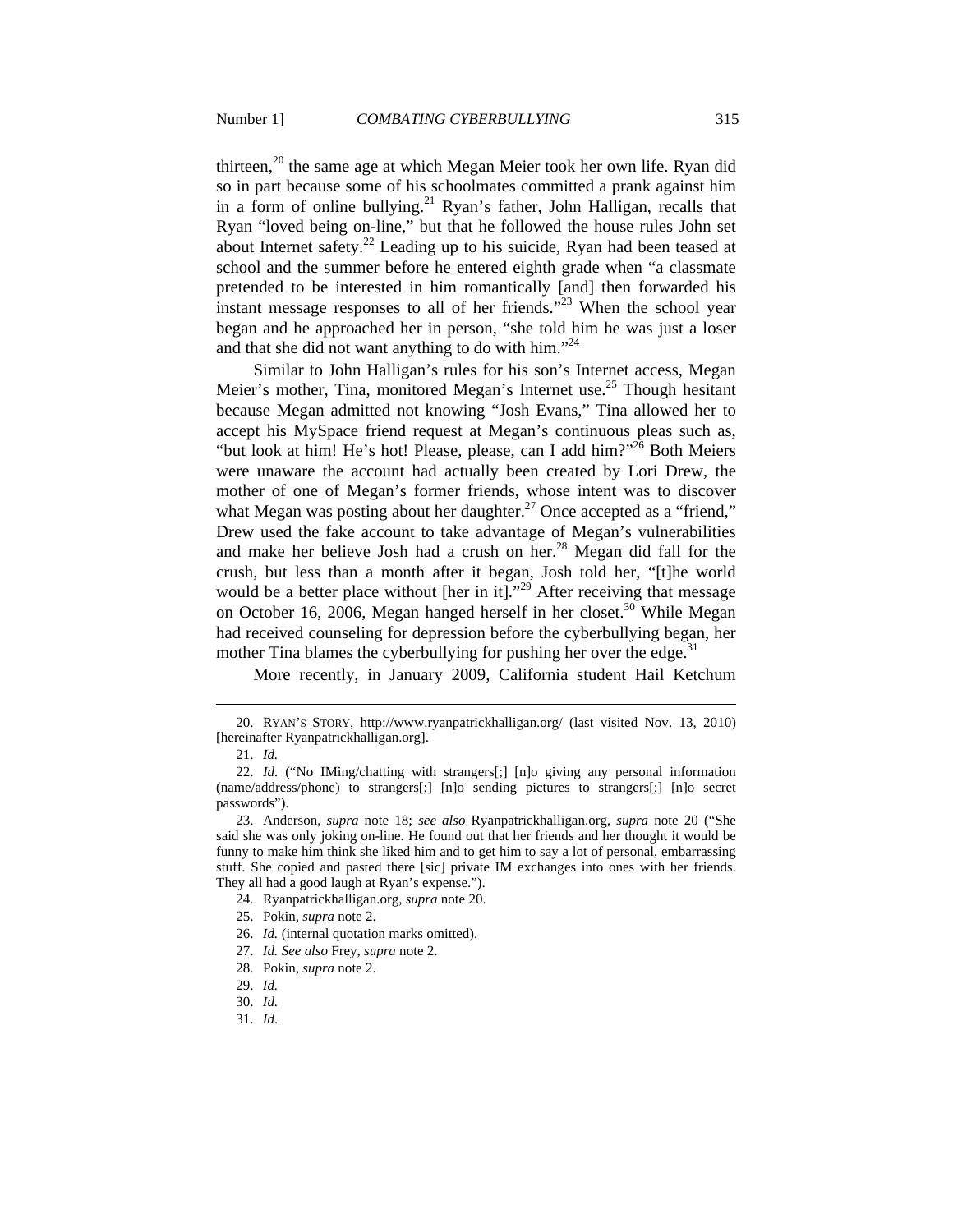thirteen,[20] the same age at which Megan Meier took her own life. Ryan did so in part because some of his schoolmates committed a prank against him in a form of online bullying.[21] Ryan's father, John Halligan, recalls that Ryan "loved being on-line," but that he followed the house rules John set about Internet safety.[22] Leading up to his suicide, Ryan had been teased at school and the summer before he entered eighth grade when "a classmate pretended to be interested in him romantically [and] then forwarded his instant message responses to all of her friends."[23] When the school year began and he approached her in person, "she told him he was just a loser and that she did not want anything to do with him."[24]

Similar to John Halligan's rules for his son's Internet access, Megan Meier's mother, Tina, monitored Megan's Internet use.[25] Though hesitant because Megan admitted not knowing "Josh Evans," Tina allowed her to accept his MySpace friend request at Megan's continuous pleas such as, "but look at him! He's hot! Please, please, can I add him?"[26] Both Meiers were unaware the account had actually been created by Lori Drew, the mother of one of Megan's former friends, whose intent was to discover what Megan was posting about her daughter.[27] Once accepted as a "friend," Drew used the fake account to take advantage of Megan's vulnerabilities and make her believe Josh had a crush on her.[28] Megan did fall for the crush, but less than a month after it began, Josh told her, "[t]he world would be a better place without [her in it]."[29] After receiving that message on October 16, 2006, Megan hanged herself in her closet.[30] While Megan had received counseling for depression before the cyberbullying began, her mother Tina blames the cyberbullying for pushing her over the edge.[31]

More recently, in January 2009, California student Hail Ketchum

---

20. RYAN'S STORY, http://www.ryanpatrickhalligan.org/ (last visited Nov. 13, 2010) [hereinafter Ryanpatrickhalligan.org].

21. *Id.*

22. *Id.* ("No IMing/chatting with strangers[;] [n]o giving any personal information (name/address/phone) to strangers[;] [n]o sending pictures to strangers[;] [n]o secret passwords").

23. Anderson, *supra* note 18; *see also* Ryanpatrickhalligan.org, *supra* note 20 ("She said she was only joking on-line. He found out that her friends and her thought it would be funny to make him think she liked him and to get him to say a lot of personal, embarrassing stuff. She copied and pasted there [sic] private IM exchanges into ones with her friends. They all had a good laugh at Ryan's expense.").

24. Ryanpatrickhalligan.org, *supra* note 20.

25. Pokin, *supra* note 2.

26. *Id.* (internal quotation marks omitted).

27. *Id. See also* Frey, *supra* note 2.

28. Pokin, *supra* note 2.

29. *Id.*

30. *Id.*

31. *Id.*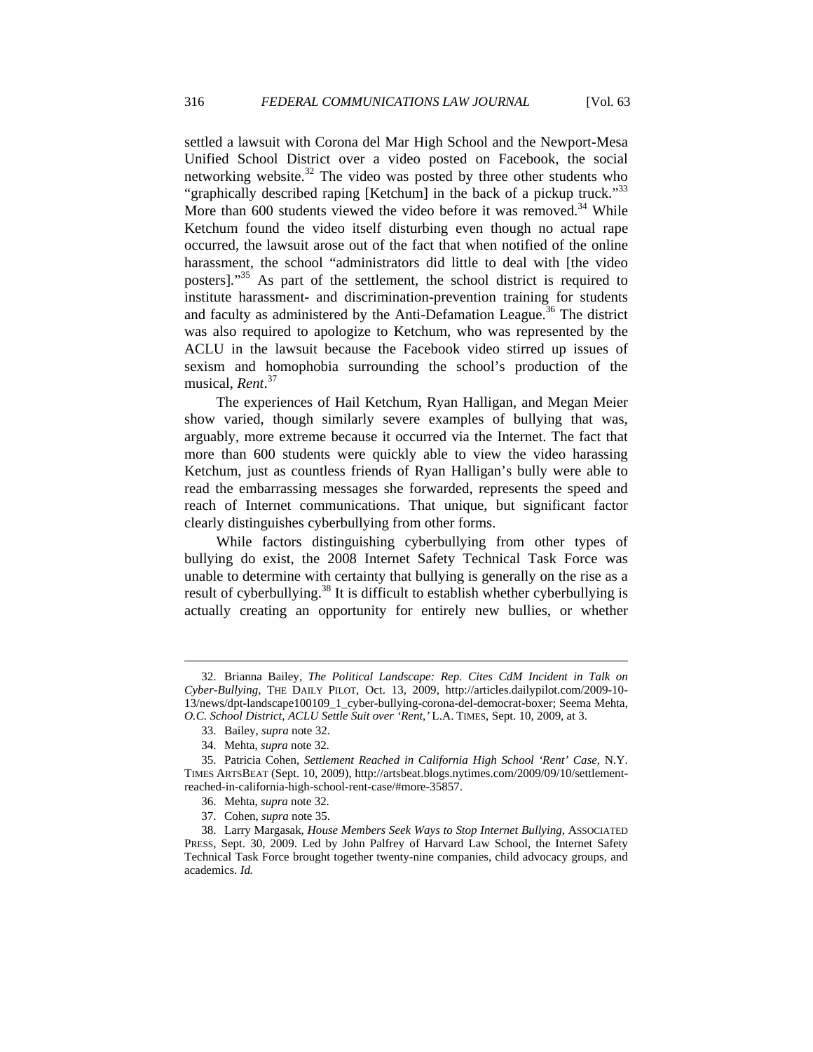settled a lawsuit with Corona del Mar High School and the Newport-Mesa Unified School District over a video posted on Facebook, the social networking website.[32] The video was posted by three other students who "graphically described raping [Ketchum] in the back of a pickup truck."[33] More than 600 students viewed the video before it was removed.[34] While Ketchum found the video itself disturbing even though no actual rape occurred, the lawsuit arose out of the fact that when notified of the online harassment, the school "administrators did little to deal with [the video posters]."[35] As part of the settlement, the school district is required to institute harassment- and discrimination-prevention training for students and faculty as administered by the Anti-Defamation League.[36] The district was also required to apologize to Ketchum, who was represented by the ACLU in the lawsuit because the Facebook video stirred up issues of sexism and homophobia surrounding the school's production of the musical, *Rent*.[37]

The experiences of Hail Ketchum, Ryan Halligan, and Megan Meier show varied, though similarly severe examples of bullying that was, arguably, more extreme because it occurred via the Internet. The fact that more than 600 students were quickly able to view the video harassing Ketchum, just as countless friends of Ryan Halligan's bully were able to read the embarrassing messages she forwarded, represents the speed and reach of Internet communications. That unique, but significant factor clearly distinguishes cyberbullying from other forms.

While factors distinguishing cyberbullying from other types of bullying do exist, the 2008 Internet Safety Technical Task Force was unable to determine with certainty that bullying is generally on the rise as a result of cyberbullying.[38] It is difficult to establish whether cyberbullying is actually creating an opportunity for entirely new bullies, or whether

---

32. Brianna Bailey, *The Political Landscape: Rep. Cites CdM Incident in Talk on Cyber-Bullying*, THE DAILY PILOT, Oct. 13, 2009, http://articles.dailypilot.com/2009-10-13/news/dpt-landscape100109_1_cyber-bullying-corona-del-democrat-boxer; Seema Mehta, *O.C. School District, ACLU Settle Suit over 'Rent,'* L.A. TIMES, Sept. 10, 2009, at 3.

33. Bailey, *supra* note 32.

34. Mehta, *supra* note 32.

35. Patricia Cohen, *Settlement Reached in California High School 'Rent' Case*, N.Y. TIMES ARTSBEAT (Sept. 10, 2009), http://artsbeat.blogs.nytimes.com/2009/09/10/settlement-reached-in-california-high-school-rent-case/#more-35857.

36. Mehta, *supra* note 32.

37. Cohen, *supra* note 35.

38. Larry Margasak, *House Members Seek Ways to Stop Internet Bullying*, ASSOCIATED PRESS, Sept. 30, 2009. Led by John Palfrey of Harvard Law School, the Internet Safety Technical Task Force brought together twenty-nine companies, child advocacy groups, and academics. *Id.*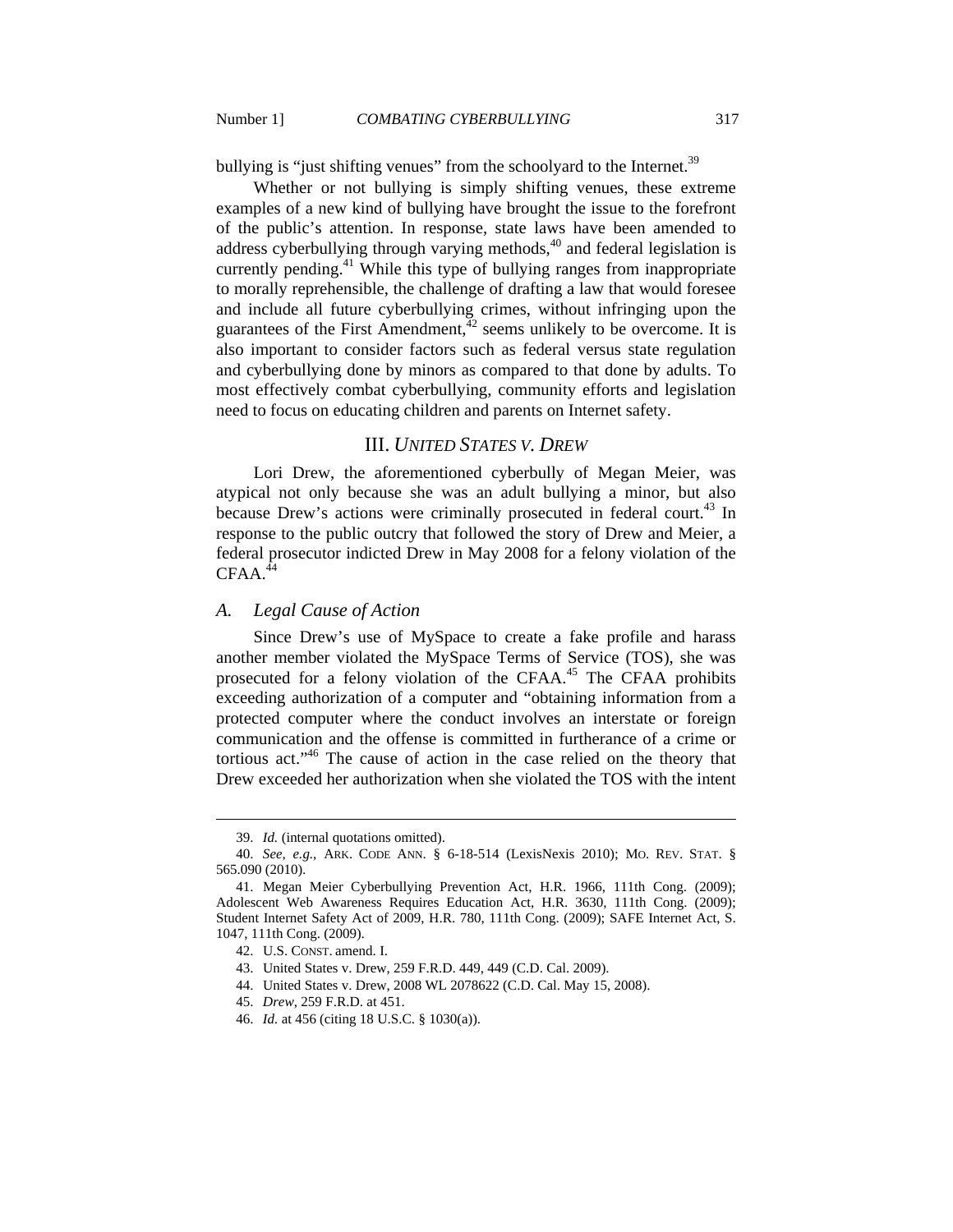bullying is "just shifting venues" from the schoolyard to the Internet.[39]

Whether or not bullying is simply shifting venues, these extreme examples of a new kind of bullying have brought the issue to the forefront of the public's attention. In response, state laws have been amended to address cyberbullying through varying methods,[40] and federal legislation is currently pending.[41] While this type of bullying ranges from inappropriate to morally reprehensible, the challenge of drafting a law that would foresee and include all future cyberbullying crimes, without infringing upon the guarantees of the First Amendment,[42] seems unlikely to be overcome. It is also important to consider factors such as federal versus state regulation and cyberbullying done by minors as compared to that done by adults. To most effectively combat cyberbullying, community efforts and legislation need to focus on educating children and parents on Internet safety.

## III. *UNITED STATES V. DREW*

Lori Drew, the aforementioned cyberbully of Megan Meier, was atypical not only because she was an adult bullying a minor, but also because Drew's actions were criminally prosecuted in federal court.[43] In response to the public outcry that followed the story of Drew and Meier, a federal prosecutor indicted Drew in May 2008 for a felony violation of the CFAA.[44]

### *A. Legal Cause of Action*

Since Drew's use of MySpace to create a fake profile and harass another member violated the MySpace Terms of Service (TOS), she was prosecuted for a felony violation of the CFAA.[45] The CFAA prohibits exceeding authorization of a computer and "obtaining information from a protected computer where the conduct involves an interstate or foreign communication and the offense is committed in furtherance of a crime or tortious act."[46] The cause of action in the case relied on the theory that Drew exceeded her authorization when she violated the TOS with the intent

---

39. *Id.* (internal quotations omitted).

40. *See, e.g.*, ARK. CODE ANN. § 6-18-514 (LexisNexis 2010); MO. REV. STAT. § 565.090 (2010).

41. Megan Meier Cyberbullying Prevention Act, H.R. 1966, 111th Cong. (2009); Adolescent Web Awareness Requires Education Act, H.R. 3630, 111th Cong. (2009); Student Internet Safety Act of 2009, H.R. 780, 111th Cong. (2009); SAFE Internet Act, S. 1047, 111th Cong. (2009).

42. U.S. CONST. amend. I.

43. United States v. Drew, 259 F.R.D. 449, 449 (C.D. Cal. 2009).

44. United States v. Drew, 2008 WL 2078622 (C.D. Cal. May 15, 2008).

45. *Drew*, 259 F.R.D. at 451.

46. *Id.* at 456 (citing 18 U.S.C. § 1030(a)).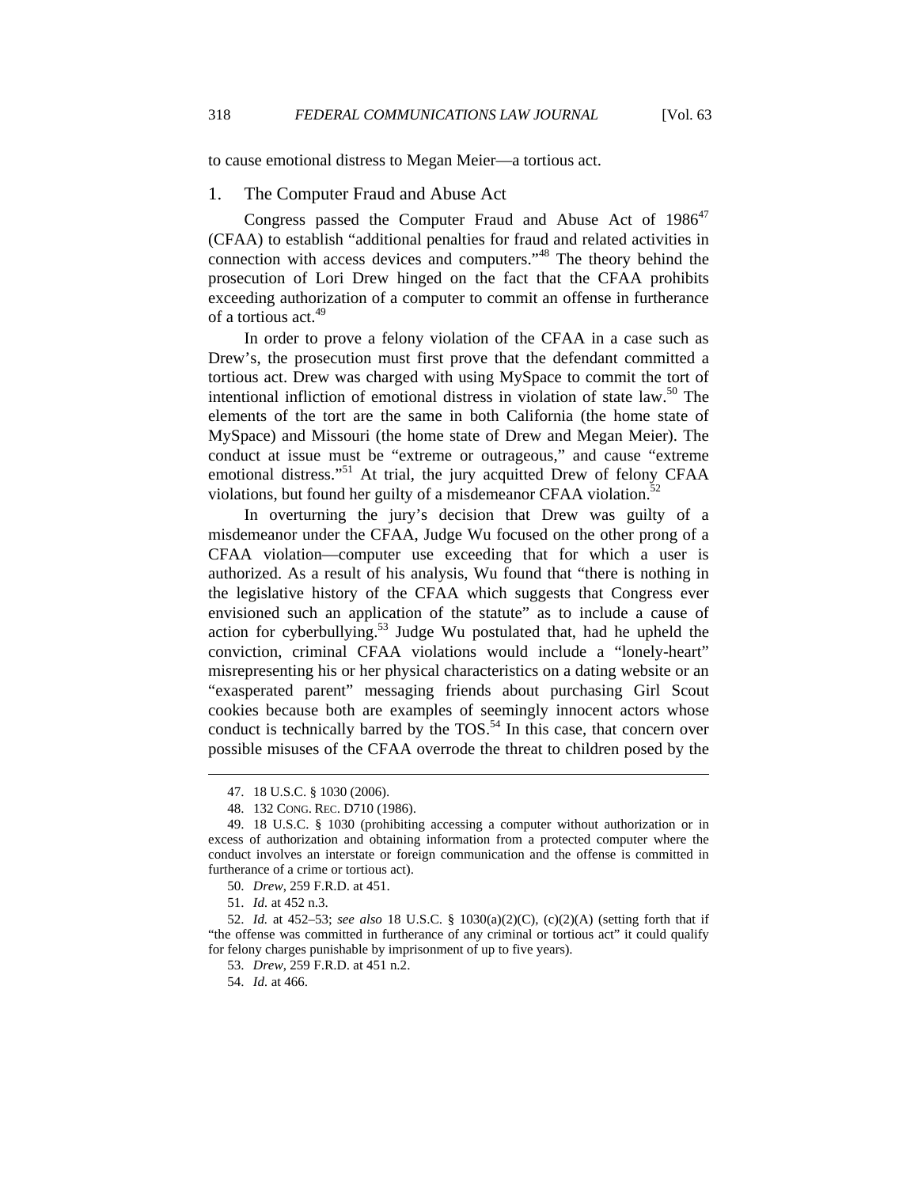to cause emotional distress to Megan Meier—a tortious act.

### 1. The Computer Fraud and Abuse Act

Congress passed the Computer Fraud and Abuse Act of 1986[47] (CFAA) to establish "additional penalties for fraud and related activities in connection with access devices and computers."[48] The theory behind the prosecution of Lori Drew hinged on the fact that the CFAA prohibits exceeding authorization of a computer to commit an offense in furtherance of a tortious act.[49]

In order to prove a felony violation of the CFAA in a case such as Drew's, the prosecution must first prove that the defendant committed a tortious act. Drew was charged with using MySpace to commit the tort of intentional infliction of emotional distress in violation of state law.[50] The elements of the tort are the same in both California (the home state of MySpace) and Missouri (the home state of Drew and Megan Meier). The conduct at issue must be "extreme or outrageous," and cause "extreme emotional distress."[51] At trial, the jury acquitted Drew of felony CFAA violations, but found her guilty of a misdemeanor CFAA violation.[52]

In overturning the jury's decision that Drew was guilty of a misdemeanor under the CFAA, Judge Wu focused on the other prong of a CFAA violation—computer use exceeding that for which a user is authorized. As a result of his analysis, Wu found that "there is nothing in the legislative history of the CFAA which suggests that Congress ever envisioned such an application of the statute" as to include a cause of action for cyberbullying.[53] Judge Wu postulated that, had he upheld the conviction, criminal CFAA violations would include a "lonely-heart" misrepresenting his or her physical characteristics on a dating website or an "exasperated parent" messaging friends about purchasing Girl Scout cookies because both are examples of seemingly innocent actors whose conduct is technically barred by the TOS.[54] In this case, that concern over possible misuses of the CFAA overrode the threat to children posed by the

---

47. 18 U.S.C. § 1030 (2006).

48. 132 CONG. REC. D710 (1986).

49. 18 U.S.C. § 1030 (prohibiting accessing a computer without authorization or in excess of authorization and obtaining information from a protected computer where the conduct involves an interstate or foreign communication and the offense is committed in furtherance of a crime or tortious act).

50. *Drew*, 259 F.R.D. at 451.

51. *Id.* at 452 n.3.

52. *Id.* at 452–53; *see also* 18 U.S.C. § 1030(a)(2)(C), (c)(2)(A) (setting forth that if "the offense was committed in furtherance of any criminal or tortious act" it could qualify for felony charges punishable by imprisonment of up to five years).

53. *Drew*, 259 F.R.D. at 451 n.2.

54. *Id.* at 466.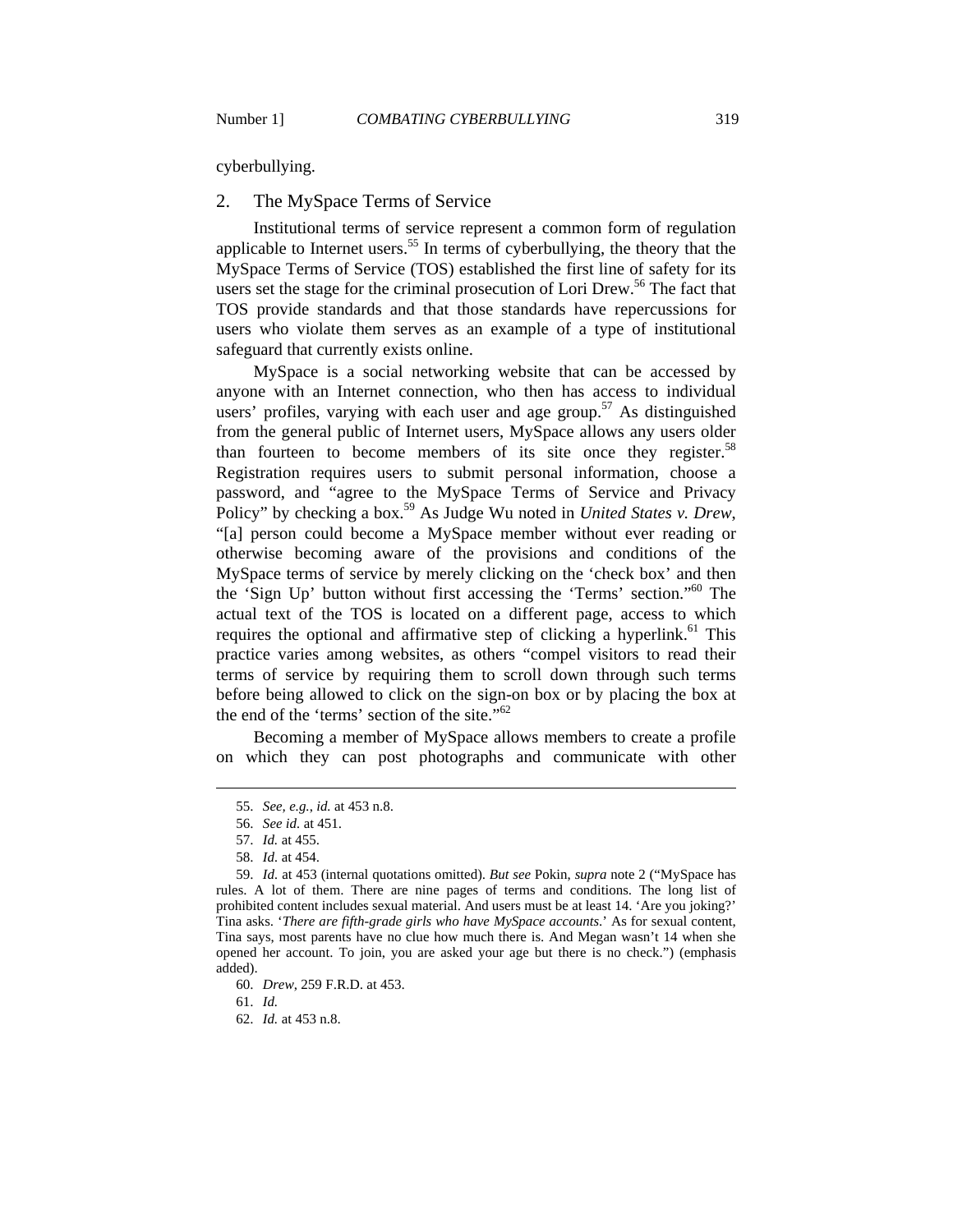cyberbullying.

### 2. The MySpace Terms of Service

Institutional terms of service represent a common form of regulation applicable to Internet users.[55] In terms of cyberbullying, the theory that the MySpace Terms of Service (TOS) established the first line of safety for its users set the stage for the criminal prosecution of Lori Drew.[56] The fact that TOS provide standards and that those standards have repercussions for users who violate them serves as an example of a type of institutional safeguard that currently exists online.

MySpace is a social networking website that can be accessed by anyone with an Internet connection, who then has access to individual users' profiles, varying with each user and age group.[57] As distinguished from the general public of Internet users, MySpace allows any users older than fourteen to become members of its site once they register.[58] Registration requires users to submit personal information, choose a password, and "agree to the MySpace Terms of Service and Privacy Policy" by checking a box.[59] As Judge Wu noted in *United States v. Drew*, "[a] person could become a MySpace member without ever reading or otherwise becoming aware of the provisions and conditions of the MySpace terms of service by merely clicking on the 'check box' and then the 'Sign Up' button without first accessing the 'Terms' section."[60] The actual text of the TOS is located on a different page, access to which requires the optional and affirmative step of clicking a hyperlink.[61] This practice varies among websites, as others "compel visitors to read their terms of service by requiring them to scroll down through such terms before being allowed to click on the sign-on box or by placing the box at the end of the 'terms' section of the site."[62]

Becoming a member of MySpace allows members to create a profile on which they can post photographs and communicate with other

---

55. *See, e.g.*, *id.* at 453 n.8.

56. *See id.* at 451.

57. *Id.* at 455.

58. *Id.* at 454.

59. *Id.* at 453 (internal quotations omitted). *But see* Pokin, *supra* note 2 ("MySpace has rules. A lot of them. There are nine pages of terms and conditions. The long list of prohibited content includes sexual material. And users must be at least 14. 'Are you joking?' Tina asks. '*There are fifth-grade girls who have MySpace accounts*.' As for sexual content, Tina says, most parents have no clue how much there is. And Megan wasn't 14 when she opened her account. To join, you are asked your age but there is no check.") (emphasis added).

60. *Drew*, 259 F.R.D. at 453.

61. *Id.*

62. *Id.* at 453 n.8.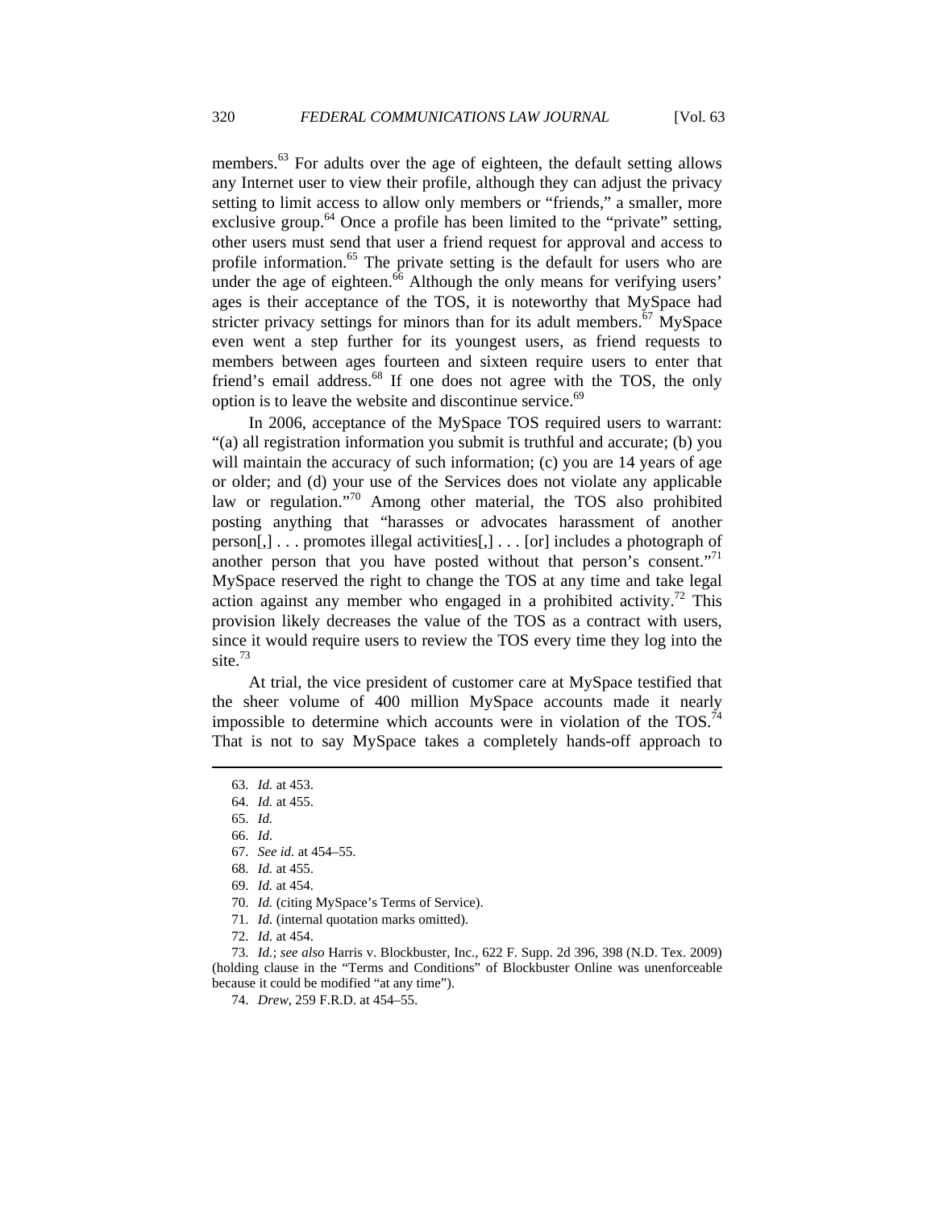members.[63] For adults over the age of eighteen, the default setting allows any Internet user to view their profile, although they can adjust the privacy setting to limit access to allow only members or "friends," a smaller, more exclusive group.[64] Once a profile has been limited to the "private" setting, other users must send that user a friend request for approval and access to profile information.[65] The private setting is the default for users who are under the age of eighteen.[66] Although the only means for verifying users' ages is their acceptance of the TOS, it is noteworthy that MySpace had stricter privacy settings for minors than for its adult members.[67] MySpace even went a step further for its youngest users, as friend requests to members between ages fourteen and sixteen require users to enter that friend's email address.[68] If one does not agree with the TOS, the only option is to leave the website and discontinue service.[69]

In 2006, acceptance of the MySpace TOS required users to warrant: "(a) all registration information you submit is truthful and accurate; (b) you will maintain the accuracy of such information; (c) you are 14 years of age or older; and (d) your use of the Services does not violate any applicable law or regulation."[70] Among other material, the TOS also prohibited posting anything that "harasses or advocates harassment of another person[,] . . . promotes illegal activities[,] . . . [or] includes a photograph of another person that you have posted without that person's consent."[71] MySpace reserved the right to change the TOS at any time and take legal action against any member who engaged in a prohibited activity.[72] This provision likely decreases the value of the TOS as a contract with users, since it would require users to review the TOS every time they log into the site.[73]

At trial, the vice president of customer care at MySpace testified that the sheer volume of 400 million MySpace accounts made it nearly impossible to determine which accounts were in violation of the TOS.[74] That is not to say MySpace takes a completely hands-off approach to

---

63. *Id.* at 453.

64. *Id.* at 455.

65. *Id.*

66. *Id.*

67. *See id.* at 454–55.

68. *Id.* at 455.

69. *Id.* at 454.

70. *Id.* (citing MySpace's Terms of Service).

71. *Id*. (internal quotation marks omitted).

72. *Id.* at 454.

73. *Id.*; *see also* Harris v. Blockbuster, Inc., 622 F. Supp. 2d 396, 398 (N.D. Tex. 2009) (holding clause in the "Terms and Conditions" of Blockbuster Online was unenforceable because it could be modified "at any time").

74. *Drew*, 259 F.R.D. at 454–55.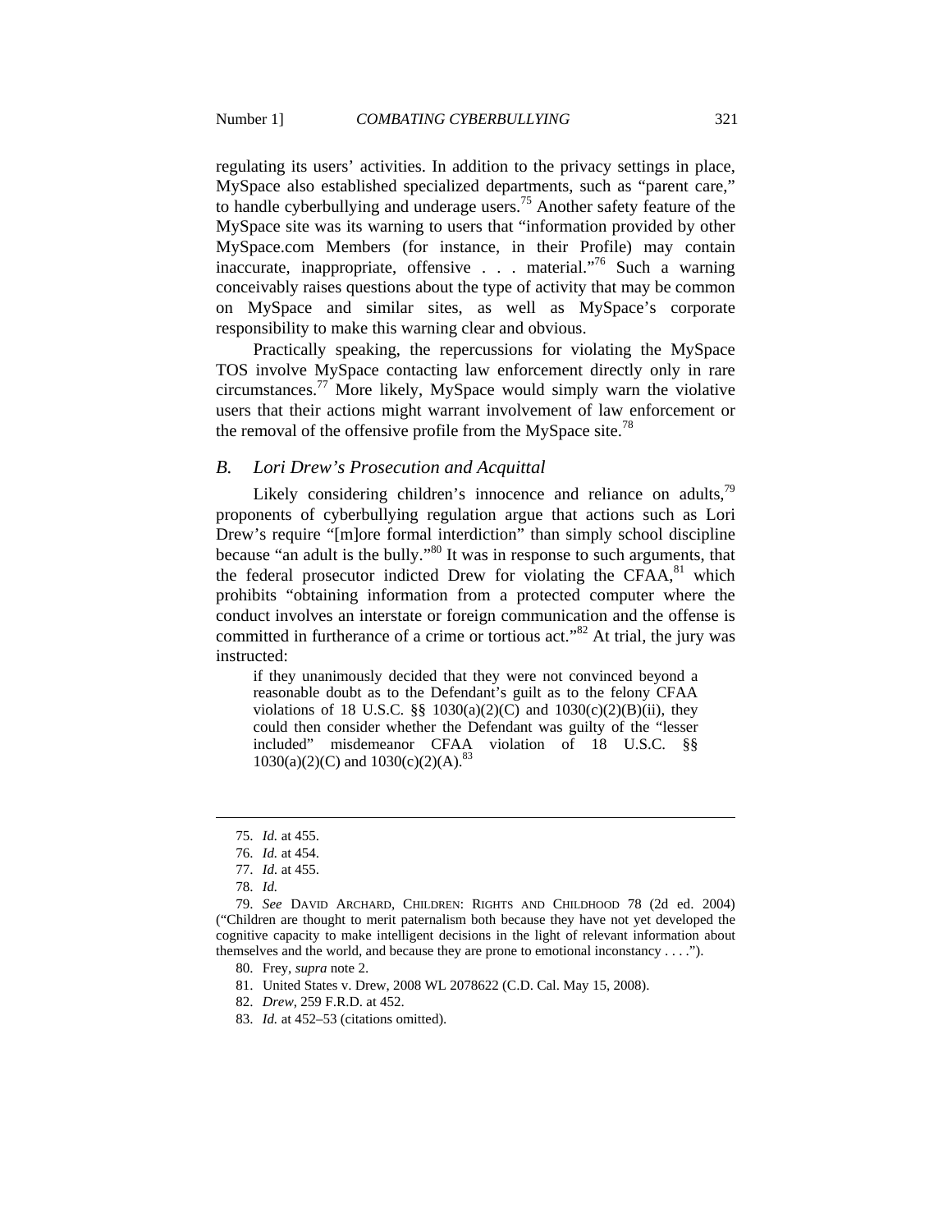regulating its users' activities. In addition to the privacy settings in place, MySpace also established specialized departments, such as "parent care," to handle cyberbullying and underage users.[75] Another safety feature of the MySpace site was its warning to users that "information provided by other MySpace.com Members (for instance, in their Profile) may contain inaccurate, inappropriate, offensive . . . material."[76] Such a warning conceivably raises questions about the type of activity that may be common on MySpace and similar sites, as well as MySpace's corporate responsibility to make this warning clear and obvious.

Practically speaking, the repercussions for violating the MySpace TOS involve MySpace contacting law enforcement directly only in rare circumstances.[77] More likely, MySpace would simply warn the violative users that their actions might warrant involvement of law enforcement or the removal of the offensive profile from the MySpace site.[78]

### *B. Lori Drew's Prosecution and Acquittal*

Likely considering children's innocence and reliance on adults,[79] proponents of cyberbullying regulation argue that actions such as Lori Drew's require "[m]ore formal interdiction" than simply school discipline because "an adult is the bully."[80] It was in response to such arguments, that the federal prosecutor indicted Drew for violating the CFAA,[81] which prohibits "obtaining information from a protected computer where the conduct involves an interstate or foreign communication and the offense is committed in furtherance of a crime or tortious act."[82] At trial, the jury was instructed:

> if they unanimously decided that they were not convinced beyond a reasonable doubt as to the Defendant's guilt as to the felony CFAA violations of 18 U.S.C. §§ 1030(a)(2)(C) and 1030(c)(2)(B)(ii), they could then consider whether the Defendant was guilty of the "lesser included" misdemeanor CFAA violation of 18 U.S.C. §§ 1030(a)(2)(C) and 1030(c)(2)(A).[83]

---

75. *Id.* at 455.

76. *Id.* at 454.

77. *Id.* at 455.

78. *Id.*

79. *See* DAVID ARCHARD, CHILDREN: RIGHTS AND CHILDHOOD 78 (2d ed. 2004) ("Children are thought to merit paternalism both because they have not yet developed the cognitive capacity to make intelligent decisions in the light of relevant information about themselves and the world, and because they are prone to emotional inconstancy . . . .").

80. Frey, *supra* note 2.

81. United States v. Drew, 2008 WL 2078622 (C.D. Cal. May 15, 2008).

82. *Drew*, 259 F.R.D. at 452.

83. *Id.* at 452–53 (citations omitted).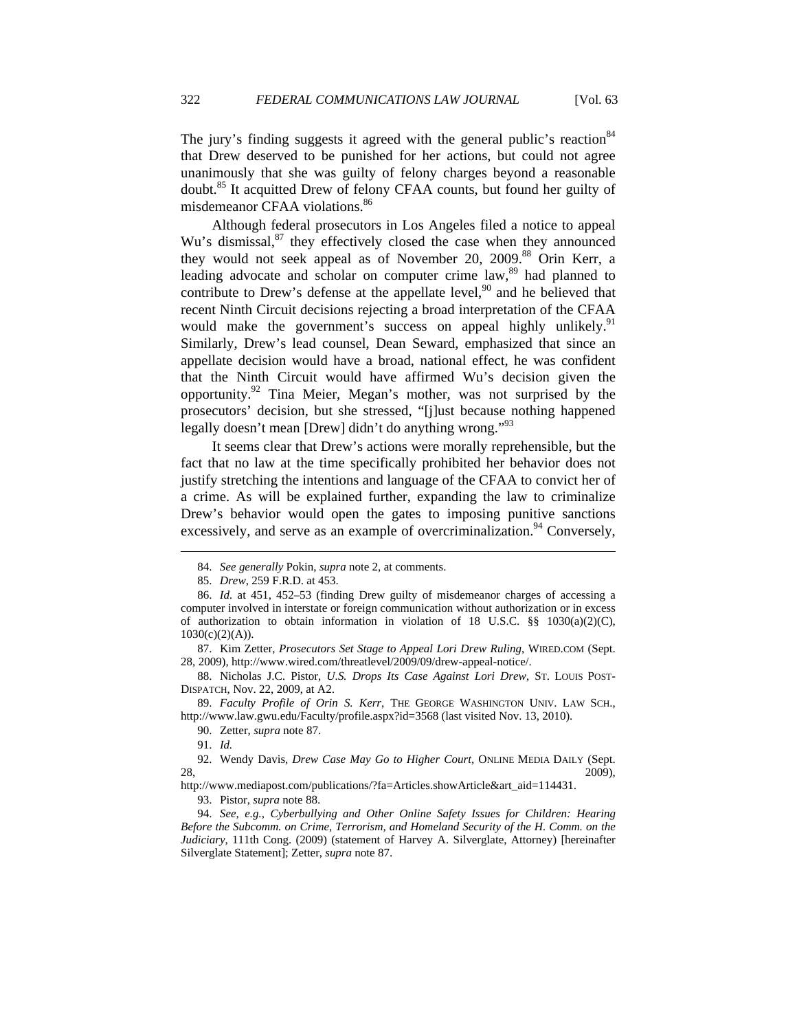The jury's finding suggests it agreed with the general public's reaction[84] that Drew deserved to be punished for her actions, but could not agree unanimously that she was guilty of felony charges beyond a reasonable doubt.[85] It acquitted Drew of felony CFAA counts, but found her guilty of misdemeanor CFAA violations.[86]

Although federal prosecutors in Los Angeles filed a notice to appeal Wu's dismissal,[87] they effectively closed the case when they announced they would not seek appeal as of November 20, 2009.[88] Orin Kerr, a leading advocate and scholar on computer crime law,[89] had planned to contribute to Drew's defense at the appellate level,[90] and he believed that recent Ninth Circuit decisions rejecting a broad interpretation of the CFAA would make the government's success on appeal highly unlikely.[91] Similarly, Drew's lead counsel, Dean Seward, emphasized that since an appellate decision would have a broad, national effect, he was confident that the Ninth Circuit would have affirmed Wu's decision given the opportunity.[92] Tina Meier, Megan's mother, was not surprised by the prosecutors' decision, but she stressed, "[j]ust because nothing happened legally doesn't mean [Drew] didn't do anything wrong."[93]

It seems clear that Drew's actions were morally reprehensible, but the fact that no law at the time specifically prohibited her behavior does not justify stretching the intentions and language of the CFAA to convict her of a crime. As will be explained further, expanding the law to criminalize Drew's behavior would open the gates to imposing punitive sanctions excessively, and serve as an example of overcriminalization.[94] Conversely,

---

84. *See generally* Pokin, *supra* note 2, at comments.

85. *Drew*, 259 F.R.D. at 453.

86. *Id.* at 451, 452–53 (finding Drew guilty of misdemeanor charges of accessing a computer involved in interstate or foreign communication without authorization or in excess of authorization to obtain information in violation of 18 U.S.C. §§ 1030(a)(2)(C), 1030(c)(2)(A)).

87. Kim Zetter, *Prosecutors Set Stage to Appeal Lori Drew Ruling*, WIRED.COM (Sept. 28, 2009), http://www.wired.com/threatlevel/2009/09/drew-appeal-notice/.

88. Nicholas J.C. Pistor, *U.S. Drops Its Case Against Lori Drew*, ST. LOUIS POST-DISPATCH, Nov. 22, 2009, at A2.

89. *Faculty Profile of Orin S. Kerr*, THE GEORGE WASHINGTON UNIV. LAW SCH., http://www.law.gwu.edu/Faculty/profile.aspx?id=3568 (last visited Nov. 13, 2010).

90. Zetter, *supra* note 87.

91. *Id.*

92. Wendy Davis, *Drew Case May Go to Higher Court*, ONLINE MEDIA DAILY (Sept. 28, 2009), http://www.mediapost.com/publications/?fa=Articles.showArticle&art_aid=114431.

93. Pistor, *supra* note 88.

94. *See, e.g.*, *Cyberbullying and Other Online Safety Issues for Children: Hearing Before the Subcomm. on Crime, Terrorism, and Homeland Security of the H. Comm. on the Judiciary*, 111th Cong. (2009) (statement of Harvey A. Silverglate, Attorney) [hereinafter Silverglate Statement]; Zetter, *supra* note 87.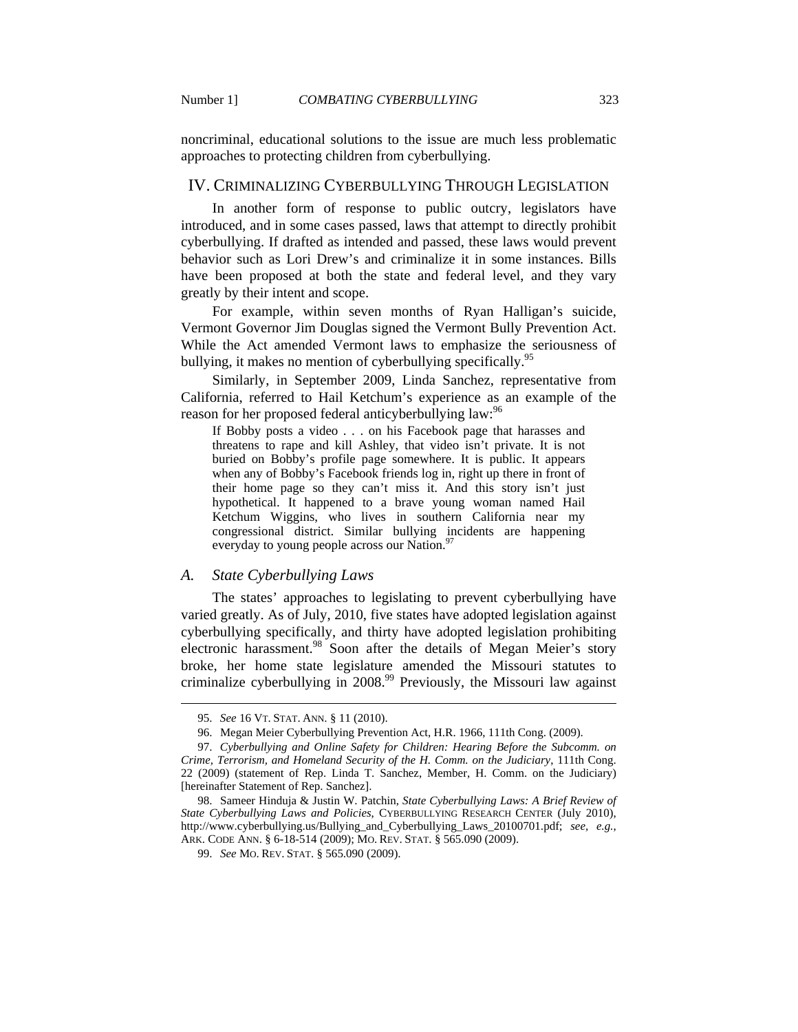noncriminal, educational solutions to the issue are much less problematic approaches to protecting children from cyberbullying.

## IV. CRIMINALIZING CYBERBULLYING THROUGH LEGISLATION

In another form of response to public outcry, legislators have introduced, and in some cases passed, laws that attempt to directly prohibit cyberbullying. If drafted as intended and passed, these laws would prevent behavior such as Lori Drew's and criminalize it in some instances. Bills have been proposed at both the state and federal level, and they vary greatly by their intent and scope.

For example, within seven months of Ryan Halligan's suicide, Vermont Governor Jim Douglas signed the Vermont Bully Prevention Act. While the Act amended Vermont laws to emphasize the seriousness of bullying, it makes no mention of cyberbullying specifically.[95]

Similarly, in September 2009, Linda Sanchez, representative from California, referred to Hail Ketchum's experience as an example of the reason for her proposed federal anticyberbullying law:[96]

> If Bobby posts a video . . . on his Facebook page that harasses and threatens to rape and kill Ashley, that video isn't private. It is not buried on Bobby's profile page somewhere. It is public. It appears when any of Bobby's Facebook friends log in, right up there in front of their home page so they can't miss it. And this story isn't just hypothetical. It happened to a brave young woman named Hail Ketchum Wiggins, who lives in southern California near my congressional district. Similar bullying incidents are happening everyday to young people across our Nation.[97]

### *A. State Cyberbullying Laws*

The states' approaches to legislating to prevent cyberbullying have varied greatly. As of July, 2010, five states have adopted legislation against cyberbullying specifically, and thirty have adopted legislation prohibiting electronic harassment.[98] Soon after the details of Megan Meier's story broke, her home state legislature amended the Missouri statutes to criminalize cyberbullying in 2008.[99] Previously, the Missouri law against

---

95. *See* 16 VT. STAT. ANN. § 11 (2010).

96. Megan Meier Cyberbullying Prevention Act, H.R. 1966, 111th Cong. (2009).

97. *Cyberbullying and Online Safety for Children: Hearing Before the Subcomm. on Crime, Terrorism, and Homeland Security of the H. Comm. on the Judiciary*, 111th Cong. 22 (2009) (statement of Rep. Linda T. Sanchez, Member, H. Comm. on the Judiciary) [hereinafter Statement of Rep. Sanchez].

98. Sameer Hinduja & Justin W. Patchin, *State Cyberbullying Laws: A Brief Review of State Cyberbullying Laws and Policies*, CYBERBULLYING RESEARCH CENTER (July 2010), http://www.cyberbullying.us/Bullying_and_Cyberbullying_Laws_20100701.pdf; *see, e.g.*, ARK. CODE ANN. § 6-18-514 (2009); MO. REV. STAT. § 565.090 (2009).

99. *See* MO. REV. STAT. § 565.090 (2009).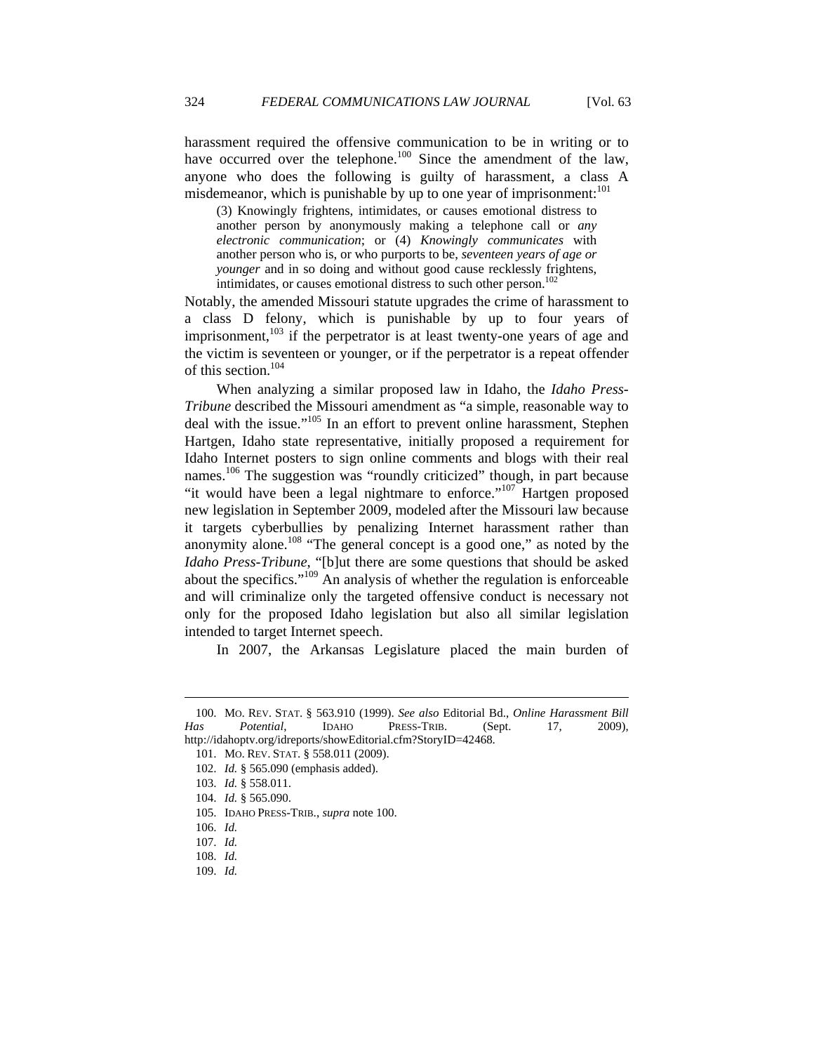harassment required the offensive communication to be in writing or to have occurred over the telephone.[100] Since the amendment of the law, anyone who does the following is guilty of harassment, a class A misdemeanor, which is punishable by up to one year of imprisonment:[101]

> (3) Knowingly frightens, intimidates, or causes emotional distress to another person by anonymously making a telephone call or *any electronic communication*; or (4) *Knowingly communicates* with another person who is, or who purports to be, *seventeen years of age or younger* and in so doing and without good cause recklessly frightens, intimidates, or causes emotional distress to such other person.[102]

Notably, the amended Missouri statute upgrades the crime of harassment to a class D felony, which is punishable by up to four years of imprisonment,[103] if the perpetrator is at least twenty-one years of age and the victim is seventeen or younger, or if the perpetrator is a repeat offender of this section.[104]

When analyzing a similar proposed law in Idaho, the *Idaho Press-Tribune* described the Missouri amendment as "a simple, reasonable way to deal with the issue."[105] In an effort to prevent online harassment, Stephen Hartgen, Idaho state representative, initially proposed a requirement for Idaho Internet posters to sign online comments and blogs with their real names.[106] The suggestion was "roundly criticized" though, in part because "it would have been a legal nightmare to enforce."[107] Hartgen proposed new legislation in September 2009, modeled after the Missouri law because it targets cyberbullies by penalizing Internet harassment rather than anonymity alone.[108] "The general concept is a good one," as noted by the *Idaho Press-Tribune*, "[b]ut there are some questions that should be asked about the specifics."[109] An analysis of whether the regulation is enforceable and will criminalize only the targeted offensive conduct is necessary not only for the proposed Idaho legislation but also all similar legislation intended to target Internet speech.

In 2007, the Arkansas Legislature placed the main burden of

---

100. MO. REV. STAT. § 563.910 (1999). *See also* Editorial Bd., *Online Harassment Bill Has Potential*, IDAHO PRESS-TRIB. (Sept. 17, 2009), http://idahoptv.org/idreports/showEditorial.cfm?StoryID=42468.

101. MO. REV. STAT. § 558.011 (2009).

102. *Id.* § 565.090 (emphasis added).

103. *Id.* § 558.011.

104. *Id.* § 565.090.

105. IDAHO PRESS-TRIB., *supra* note 100.

106. *Id.*

107. *Id.*

108. *Id.*

109. *Id.*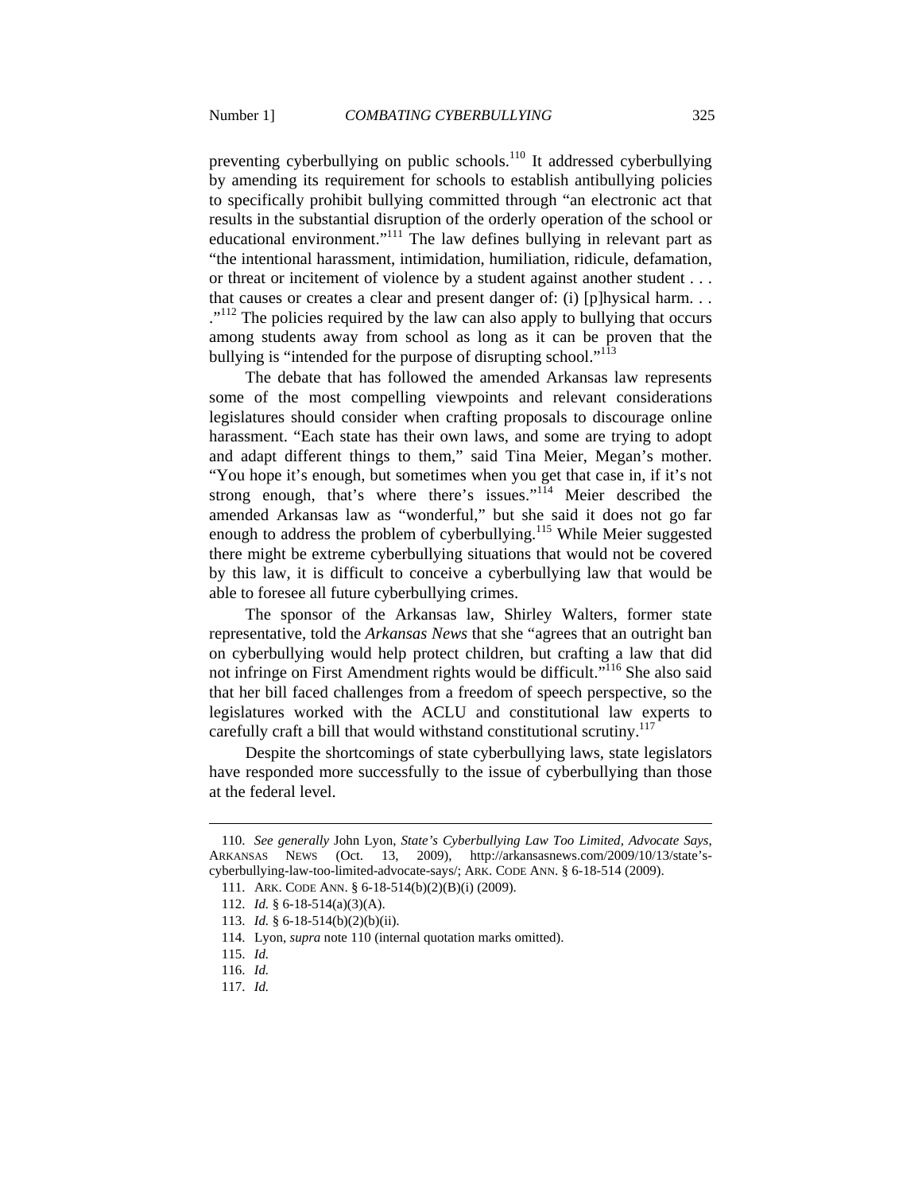preventing cyberbullying on public schools.[110] It addressed cyberbullying by amending its requirement for schools to establish antibullying policies to specifically prohibit bullying committed through "an electronic act that results in the substantial disruption of the orderly operation of the school or educational environment."[111] The law defines bullying in relevant part as "the intentional harassment, intimidation, humiliation, ridicule, defamation, or threat or incitement of violence by a student against another student . . . that causes or creates a clear and present danger of: (i) [p]hysical harm. . . ."[112] The policies required by the law can also apply to bullying that occurs among students away from school as long as it can be proven that the bullying is "intended for the purpose of disrupting school."[113]

The debate that has followed the amended Arkansas law represents some of the most compelling viewpoints and relevant considerations legislatures should consider when crafting proposals to discourage online harassment. "Each state has their own laws, and some are trying to adopt and adapt different things to them," said Tina Meier, Megan's mother. "You hope it's enough, but sometimes when you get that case in, if it's not strong enough, that's where there's issues."[114] Meier described the amended Arkansas law as "wonderful," but she said it does not go far enough to address the problem of cyberbullying.[115] While Meier suggested there might be extreme cyberbullying situations that would not be covered by this law, it is difficult to conceive a cyberbullying law that would be able to foresee all future cyberbullying crimes.

The sponsor of the Arkansas law, Shirley Walters, former state representative, told the *Arkansas News* that she "agrees that an outright ban on cyberbullying would help protect children, but crafting a law that did not infringe on First Amendment rights would be difficult."[116] She also said that her bill faced challenges from a freedom of speech perspective, so the legislatures worked with the ACLU and constitutional law experts to carefully craft a bill that would withstand constitutional scrutiny.[117]

Despite the shortcomings of state cyberbullying laws, state legislators have responded more successfully to the issue of cyberbullying than those at the federal level.

---

110. *See generally* John Lyon, *State's Cyberbullying Law Too Limited, Advocate Says*, ARKANSAS NEWS (Oct. 13, 2009), http://arkansasnews.com/2009/10/13/state's-cyberbullying-law-too-limited-advocate-says/; ARK. CODE ANN. § 6-18-514 (2009).

111. ARK. CODE ANN. § 6-18-514(b)(2)(B)(i) (2009).

112. *Id.* § 6-18-514(a)(3)(A).

113. *Id.* § 6-18-514(b)(2)(b)(ii).

114. Lyon, *supra* note 110 (internal quotation marks omitted).

115. *Id.*

116. *Id.*

117. *Id.*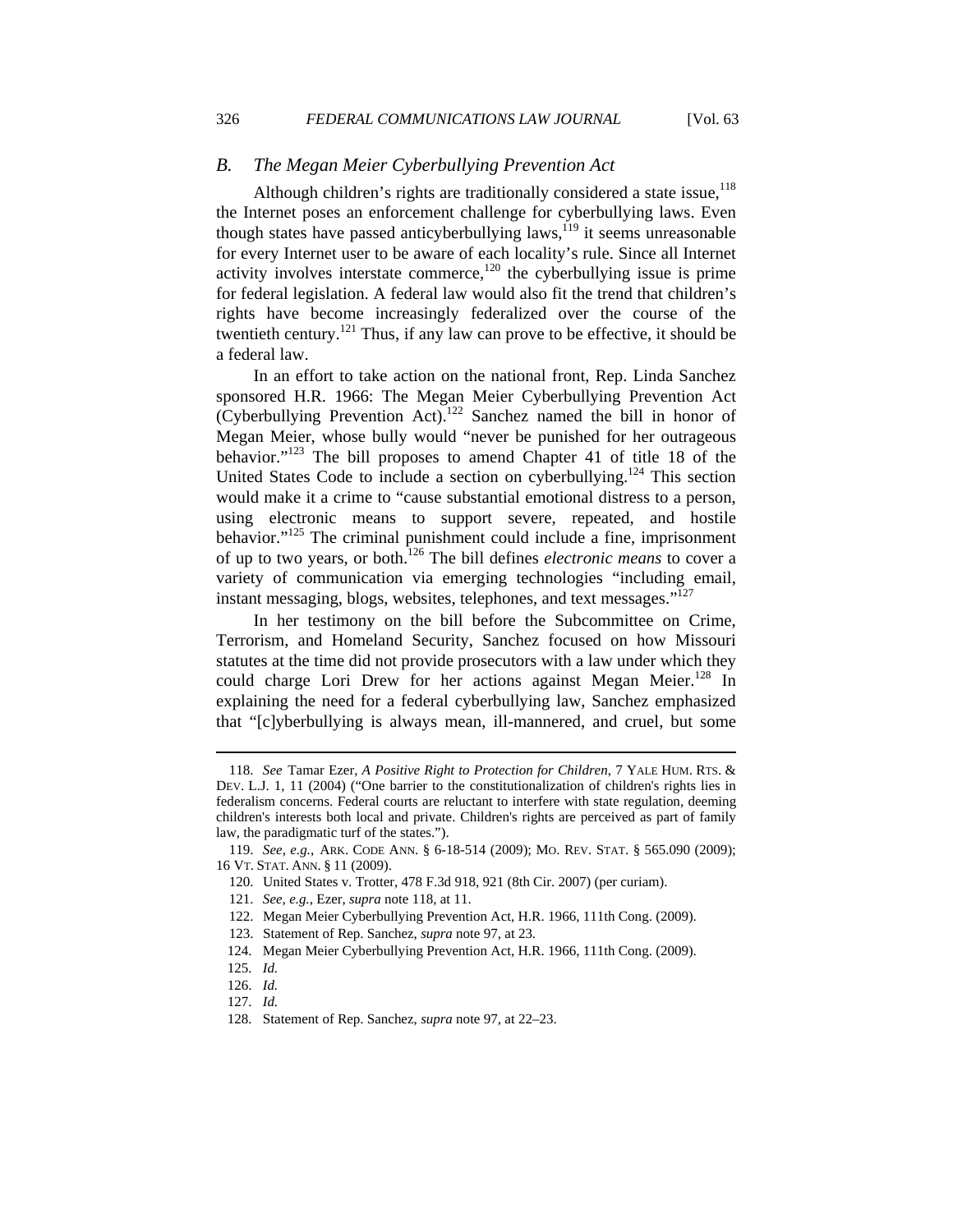### B. *The Megan Meier Cyberbullying Prevention Act*

Although children's rights are traditionally considered a state issue,[118] the Internet poses an enforcement challenge for cyberbullying laws. Even though states have passed anticyberbullying laws,[119] it seems unreasonable for every Internet user to be aware of each locality's rule. Since all Internet activity involves interstate commerce,[120] the cyberbullying issue is prime for federal legislation. A federal law would also fit the trend that children's rights have become increasingly federalized over the course of the twentieth century.[121] Thus, if any law can prove to be effective, it should be a federal law.

In an effort to take action on the national front, Rep. Linda Sanchez sponsored H.R. 1966: The Megan Meier Cyberbullying Prevention Act (Cyberbullying Prevention Act).[122] Sanchez named the bill in honor of Megan Meier, whose bully would "never be punished for her outrageous behavior."[123] The bill proposes to amend Chapter 41 of title 18 of the United States Code to include a section on cyberbullying.[124] This section would make it a crime to "cause substantial emotional distress to a person, using electronic means to support severe, repeated, and hostile behavior."[125] The criminal punishment could include a fine, imprisonment of up to two years, or both.[126] The bill defines *electronic means* to cover a variety of communication via emerging technologies "including email, instant messaging, blogs, websites, telephones, and text messages."[127]

In her testimony on the bill before the Subcommittee on Crime, Terrorism, and Homeland Security, Sanchez focused on how Missouri statutes at the time did not provide prosecutors with a law under which they could charge Lori Drew for her actions against Megan Meier.[128] In explaining the need for a federal cyberbullying law, Sanchez emphasized that "[c]yberbullying is always mean, ill-mannered, and cruel, but some

---

118. *See* Tamar Ezer, *A Positive Right to Protection for Children*, 7 YALE HUM. RTS. & DEV. L.J. 1, 11 (2004) ("One barrier to the constitutionalization of children's rights lies in federalism concerns. Federal courts are reluctant to interfere with state regulation, deeming children's interests both local and private. Children's rights are perceived as part of family law, the paradigmatic turf of the states.").

119. *See, e.g.*, ARK. CODE ANN. § 6-18-514 (2009); MO. REV. STAT. § 565.090 (2009); 16 VT. STAT. ANN. § 11 (2009).

120. United States v. Trotter, 478 F.3d 918, 921 (8th Cir. 2007) (per curiam).

121. *See, e.g.*, Ezer, *supra* note 118, at 11.

122. Megan Meier Cyberbullying Prevention Act, H.R. 1966, 111th Cong. (2009).

123. Statement of Rep. Sanchez, *supra* note 97, at 23.

124. Megan Meier Cyberbullying Prevention Act, H.R. 1966, 111th Cong. (2009).

125. *Id.*

126. *Id.*

127. *Id.*

128. Statement of Rep. Sanchez, *supra* note 97, at 22–23.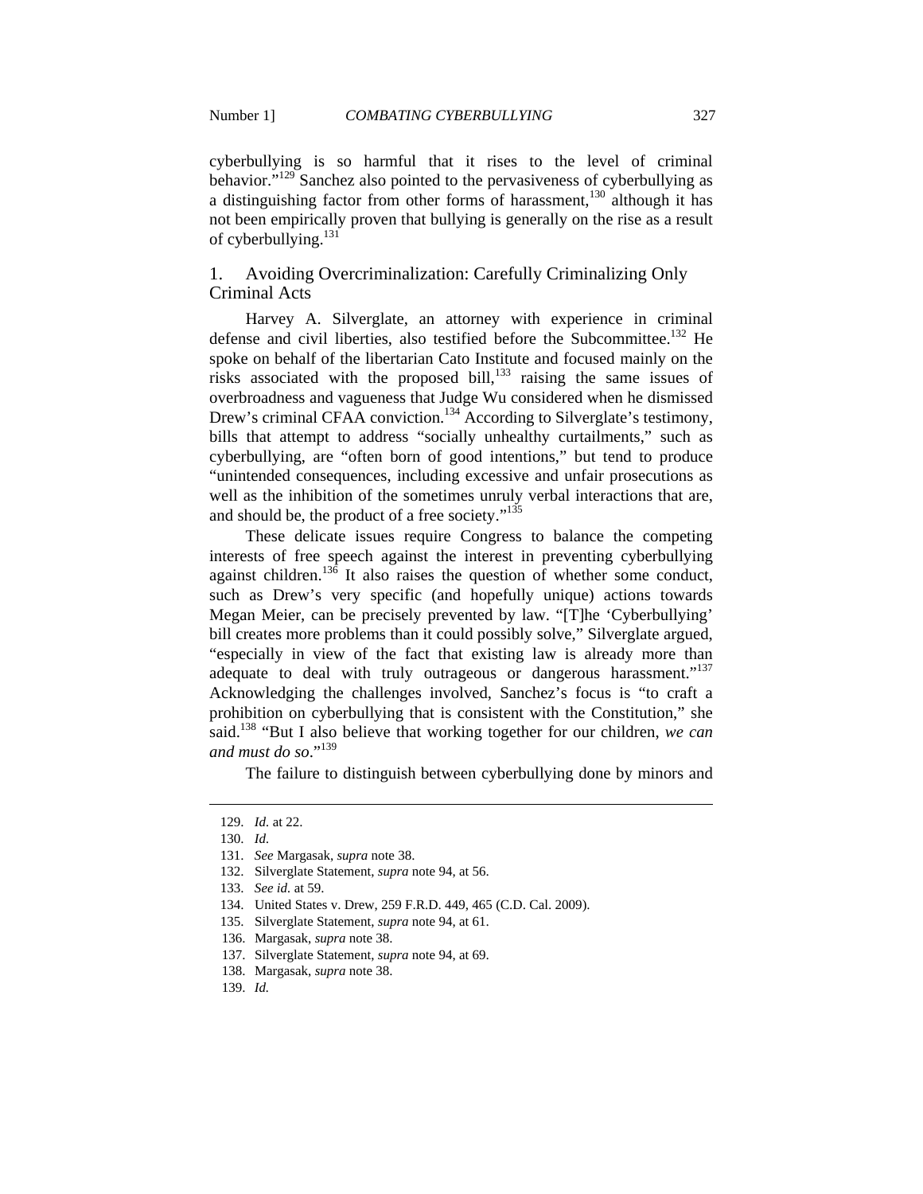cyberbullying is so harmful that it rises to the level of criminal behavior."[129] Sanchez also pointed to the pervasiveness of cyberbullying as a distinguishing factor from other forms of harassment,[130] although it has not been empirically proven that bullying is generally on the rise as a result of cyberbullying.[131]

### 1. Avoiding Overcriminalization: Carefully Criminalizing Only Criminal Acts

Harvey A. Silverglate, an attorney with experience in criminal defense and civil liberties, also testified before the Subcommittee.[132] He spoke on behalf of the libertarian Cato Institute and focused mainly on the risks associated with the proposed bill,[133] raising the same issues of overbroadness and vagueness that Judge Wu considered when he dismissed Drew's criminal CFAA conviction.[134] According to Silverglate's testimony, bills that attempt to address "socially unhealthy curtailments," such as cyberbullying, are "often born of good intentions," but tend to produce "unintended consequences, including excessive and unfair prosecutions as well as the inhibition of the sometimes unruly verbal interactions that are, and should be, the product of a free society."[135]

These delicate issues require Congress to balance the competing interests of free speech against the interest in preventing cyberbullying against children.[136] It also raises the question of whether some conduct, such as Drew's very specific (and hopefully unique) actions towards Megan Meier, can be precisely prevented by law. "[T]he 'Cyberbullying' bill creates more problems than it could possibly solve," Silverglate argued, "especially in view of the fact that existing law is already more than adequate to deal with truly outrageous or dangerous harassment."[137] Acknowledging the challenges involved, Sanchez's focus is "to craft a prohibition on cyberbullying that is consistent with the Constitution," she said.[138] "But I also believe that working together for our children, *we can and must do so*."[139]

The failure to distinguish between cyberbullying done by minors and

---

129. *Id.* at 22.
130. *Id.*
131. *See* Margasak, *supra* note 38.
132. Silverglate Statement, *supra* note 94, at 56.
133. *See id.* at 59.
134. United States v. Drew, 259 F.R.D. 449, 465 (C.D. Cal. 2009).
135. Silverglate Statement, *supra* note 94, at 61.
136. Margasak, *supra* note 38.
137. Silverglate Statement, *supra* note 94, at 69.
138. Margasak, *supra* note 38.
139. *Id.*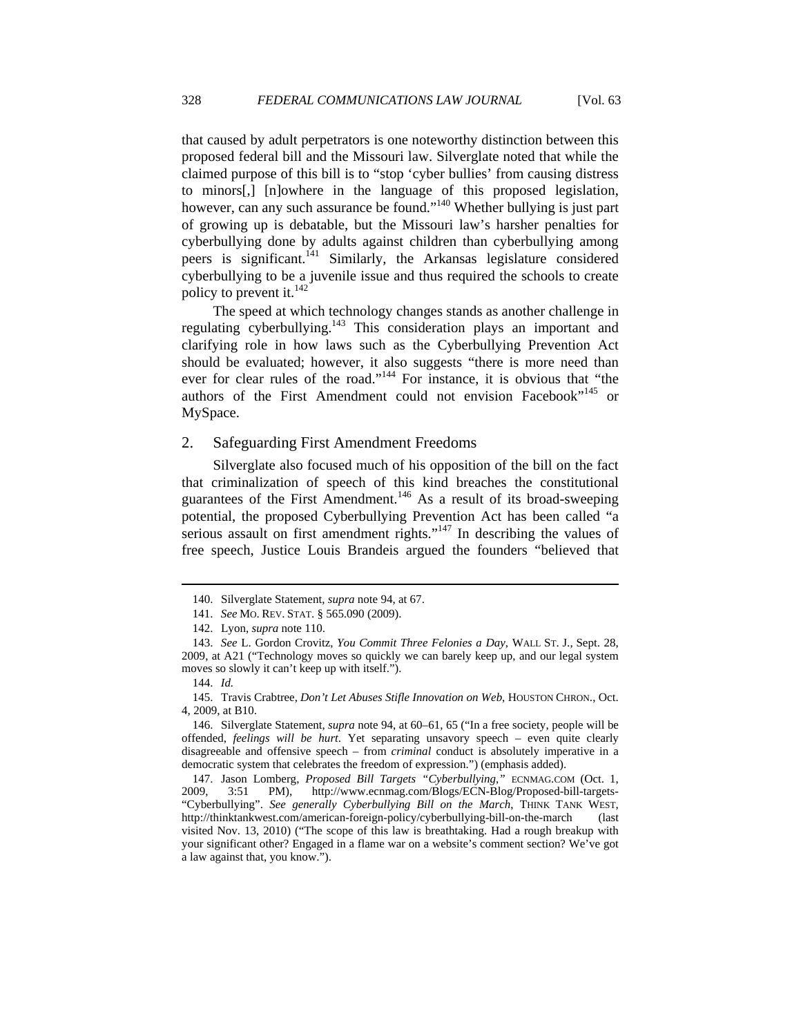that caused by adult perpetrators is one noteworthy distinction between this proposed federal bill and the Missouri law. Silverglate noted that while the claimed purpose of this bill is to "stop 'cyber bullies' from causing distress to minors[,] [n]owhere in the language of this proposed legislation, however, can any such assurance be found."[140] Whether bullying is just part of growing up is debatable, but the Missouri law's harsher penalties for cyberbullying done by adults against children than cyberbullying among peers is significant.[141] Similarly, the Arkansas legislature considered cyberbullying to be a juvenile issue and thus required the schools to create policy to prevent it.[142]

The speed at which technology changes stands as another challenge in regulating cyberbullying.[143] This consideration plays an important and clarifying role in how laws such as the Cyberbullying Prevention Act should be evaluated; however, it also suggests "there is more need than ever for clear rules of the road."[144] For instance, it is obvious that "the authors of the First Amendment could not envision Facebook"[145] or MySpace.

## 2. Safeguarding First Amendment Freedoms

Silverglate also focused much of his opposition of the bill on the fact that criminalization of speech of this kind breaches the constitutional guarantees of the First Amendment.[146] As a result of its broad-sweeping potential, the proposed Cyberbullying Prevention Act has been called "a serious assault on first amendment rights."[147] In describing the values of free speech, Justice Louis Brandeis argued the founders "believed that

---

140. Silverglate Statement, *supra* note 94, at 67.

141. *See* MO. REV. STAT. § 565.090 (2009).

142. Lyon, *supra* note 110.

143. *See* L. Gordon Crovitz, *You Commit Three Felonies a Day*, WALL ST. J., Sept. 28, 2009, at A21 ("Technology moves so quickly we can barely keep up, and our legal system moves so slowly it can't keep up with itself.").

144. *Id.*

145. Travis Crabtree, *Don't Let Abuses Stifle Innovation on Web*, HOUSTON CHRON., Oct. 4, 2009, at B10.

146. Silverglate Statement, *supra* note 94, at 60–61, 65 ("In a free society, people will be offended, *feelings will be hurt*. Yet separating unsavory speech – even quite clearly disagreeable and offensive speech – from *criminal* conduct is absolutely imperative in a democratic system that celebrates the freedom of expression.") (emphasis added).

147. Jason Lomberg, *Proposed Bill Targets "Cyberbullying*,*"* ECNMAG.COM (Oct. 1, 2009, 3:51 PM), http://www.ecnmag.com/Blogs/ECN-Blog/Proposed-bill-targets-"Cyberbullying". *See generally Cyberbullying Bill on the March*, THINK TANK WEST, http://thinktankwest.com/american-foreign-policy/cyberbullying-bill-on-the-march (last visited Nov. 13, 2010) ("The scope of this law is breathtaking. Had a rough breakup with your significant other? Engaged in a flame war on a website's comment section? We've got a law against that, you know.").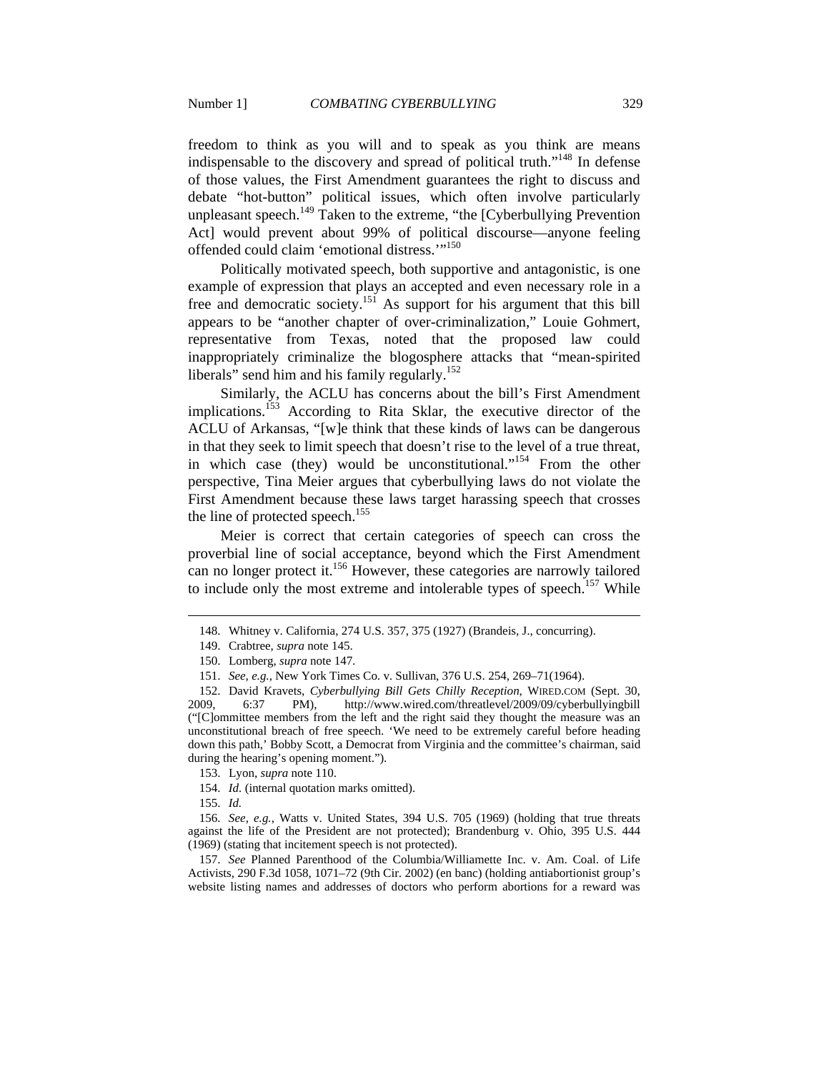freedom to think as you will and to speak as you think are means indispensable to the discovery and spread of political truth."[148] In defense of those values, the First Amendment guarantees the right to discuss and debate "hot-button" political issues, which often involve particularly unpleasant speech.[149] Taken to the extreme, "the [Cyberbullying Prevention Act] would prevent about 99% of political discourse—anyone feeling offended could claim 'emotional distress.'"[150]

Politically motivated speech, both supportive and antagonistic, is one example of expression that plays an accepted and even necessary role in a free and democratic society.[151] As support for his argument that this bill appears to be "another chapter of over-criminalization," Louie Gohmert, representative from Texas, noted that the proposed law could inappropriately criminalize the blogosphere attacks that "mean-spirited liberals" send him and his family regularly.[152]

Similarly, the ACLU has concerns about the bill's First Amendment implications.[153] According to Rita Sklar, the executive director of the ACLU of Arkansas, "[w]e think that these kinds of laws can be dangerous in that they seek to limit speech that doesn't rise to the level of a true threat, in which case (they) would be unconstitutional."[154] From the other perspective, Tina Meier argues that cyberbullying laws do not violate the First Amendment because these laws target harassing speech that crosses the line of protected speech.[155]

Meier is correct that certain categories of speech can cross the proverbial line of social acceptance, beyond which the First Amendment can no longer protect it.[156] However, these categories are narrowly tailored to include only the most extreme and intolerable types of speech.[157] While

---

148. Whitney v. California, 274 U.S. 357, 375 (1927) (Brandeis, J., concurring).

149. Crabtree, *supra* note 145.

150. Lomberg, *supra* note 147.

151. *See, e.g.*, New York Times Co. v. Sullivan, 376 U.S. 254, 269–71(1964).

152. David Kravets, *Cyberbullying Bill Gets Chilly Reception*, WIRED.COM (Sept. 30, 2009, 6:37 PM), http://www.wired.com/threatlevel/2009/09/cyberbullyingbill ("[C]ommittee members from the left and the right said they thought the measure was an unconstitutional breach of free speech. 'We need to be extremely careful before heading down this path,' Bobby Scott, a Democrat from Virginia and the committee's chairman, said during the hearing's opening moment.").

153. Lyon, *supra* note 110.

154. *Id.* (internal quotation marks omitted).

155. *Id.*

156. *See, e.g.*, Watts v. United States, 394 U.S. 705 (1969) (holding that true threats against the life of the President are not protected); Brandenburg v. Ohio, 395 U.S. 444 (1969) (stating that incitement speech is not protected).

157. *See* Planned Parenthood of the Columbia/Williamette Inc. v. Am. Coal. of Life Activists, 290 F.3d 1058, 1071–72 (9th Cir. 2002) (en banc) (holding antiabortionist group's website listing names and addresses of doctors who perform abortions for a reward was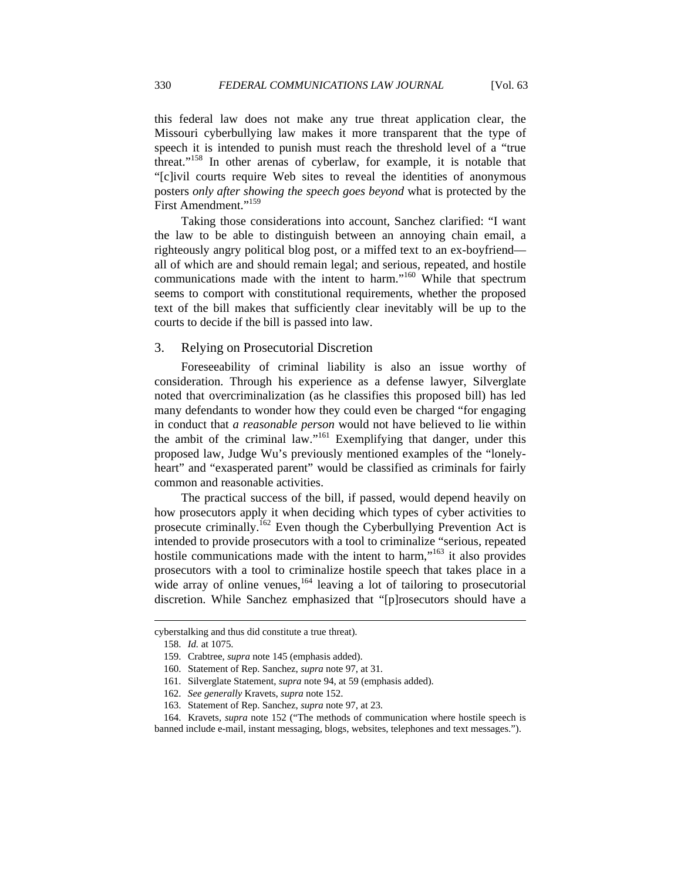this federal law does not make any true threat application clear, the Missouri cyberbullying law makes it more transparent that the type of speech it is intended to punish must reach the threshold level of a "true threat."[158] In other arenas of cyberlaw, for example, it is notable that "[c]ivil courts require Web sites to reveal the identities of anonymous posters *only after showing the speech goes beyond* what is protected by the First Amendment."[159]

Taking those considerations into account, Sanchez clarified: "I want the law to be able to distinguish between an annoying chain email, a righteously angry political blog post, or a miffed text to an ex-boyfriend—all of which are and should remain legal; and serious, repeated, and hostile communications made with the intent to harm."[160] While that spectrum seems to comport with constitutional requirements, whether the proposed text of the bill makes that sufficiently clear inevitably will be up to the courts to decide if the bill is passed into law.

### 3. Relying on Prosecutorial Discretion

Foreseeability of criminal liability is also an issue worthy of consideration. Through his experience as a defense lawyer, Silverglate noted that overcriminalization (as he classifies this proposed bill) has led many defendants to wonder how they could even be charged "for engaging in conduct that *a reasonable person* would not have believed to lie within the ambit of the criminal law."[161] Exemplifying that danger, under this proposed law, Judge Wu's previously mentioned examples of the "lonely-heart" and "exasperated parent" would be classified as criminals for fairly common and reasonable activities.

The practical success of the bill, if passed, would depend heavily on how prosecutors apply it when deciding which types of cyber activities to prosecute criminally.[162] Even though the Cyberbullying Prevention Act is intended to provide prosecutors with a tool to criminalize "serious, repeated hostile communications made with the intent to harm,"[163] it also provides prosecutors with a tool to criminalize hostile speech that takes place in a wide array of online venues,[164] leaving a lot of tailoring to prosecutorial discretion. While Sanchez emphasized that "[p]rosecutors should have a

---

cyberstalking and thus did constitute a true threat).

158. *Id.* at 1075.

159. Crabtree, *supra* note 145 (emphasis added).

160. Statement of Rep. Sanchez, *supra* note 97, at 31.

161. Silverglate Statement, *supra* note 94, at 59 (emphasis added).

162. *See generally* Kravets, *supra* note 152.

163. Statement of Rep. Sanchez, *supra* note 97, at 23.

164. Kravets, *supra* note 152 ("The methods of communication where hostile speech is banned include e-mail, instant messaging, blogs, websites, telephones and text messages.").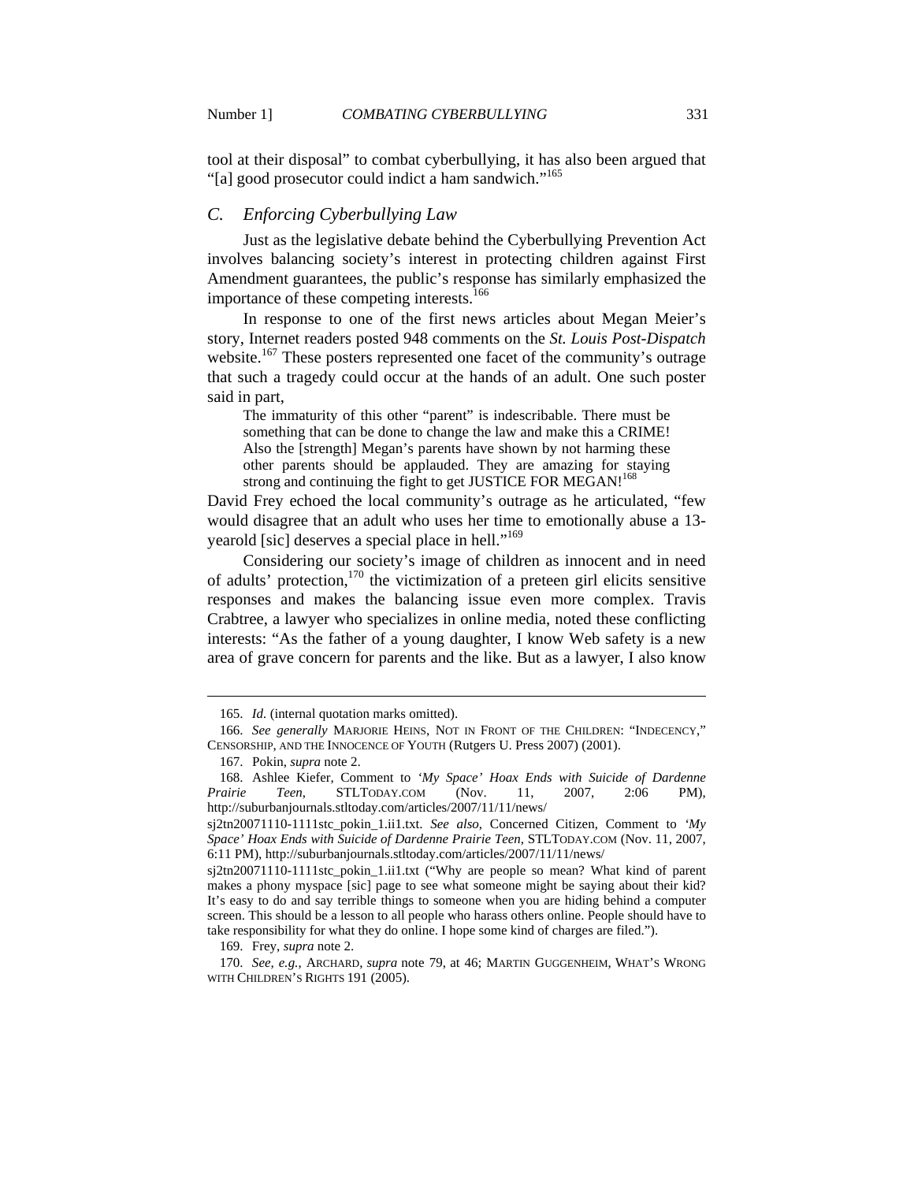tool at their disposal" to combat cyberbullying, it has also been argued that "[a] good prosecutor could indict a ham sandwich."[165]

### C. *Enforcing Cyberbullying Law*

Just as the legislative debate behind the Cyberbullying Prevention Act involves balancing society's interest in protecting children against First Amendment guarantees, the public's response has similarly emphasized the importance of these competing interests.[166]

In response to one of the first news articles about Megan Meier's story, Internet readers posted 948 comments on the *St. Louis Post-Dispatch* website.[167] These posters represented one facet of the community's outrage that such a tragedy could occur at the hands of an adult. One such poster said in part,

> The immaturity of this other "parent" is indescribable. There must be something that can be done to change the law and make this a CRIME! Also the [strength] Megan's parents have shown by not harming these other parents should be applauded. They are amazing for staying strong and continuing the fight to get JUSTICE FOR MEGAN![168]

David Frey echoed the local community's outrage as he articulated, "few would disagree that an adult who uses her time to emotionally abuse a 13-yearold [sic] deserves a special place in hell."[169]

Considering our society's image of children as innocent and in need of adults' protection,[170] the victimization of a preteen girl elicits sensitive responses and makes the balancing issue even more complex. Travis Crabtree, a lawyer who specializes in online media, noted these conflicting interests: "As the father of a young daughter, I know Web safety is a new area of grave concern for parents and the like. But as a lawyer, I also know

---

165. *Id.* (internal quotation marks omitted).

166. *See generally* MARJORIE HEINS, NOT IN FRONT OF THE CHILDREN: "INDECENCY," CENSORSHIP, AND THE INNOCENCE OF YOUTH (Rutgers U. Press 2007) (2001).

167. Pokin, *supra* note 2.

168. Ashlee Kiefer, Comment to *'My Space' Hoax Ends with Suicide of Dardenne Prairie Teen*, STLTODAY.COM (Nov. 11, 2007, 2:06 PM), http://suburbanjournals.stltoday.com/articles/2007/11/11/news/sj2tn20071110-1111stc_pokin_1.ii1.txt. *See also*, Concerned Citizen, Comment to *'My Space' Hoax Ends with Suicide of Dardenne Prairie Teen*, STLTODAY.COM (Nov. 11, 2007, 6:11 PM), http://suburbanjournals.stltoday.com/articles/2007/11/11/news/sj2tn20071110-1111stc_pokin_1.ii1.txt ("Why are people so mean? What kind of parent makes a phony myspace [sic] page to see what someone might be saying about their kid? It's easy to do and say terrible things to someone when you are hiding behind a computer screen. This should be a lesson to all people who harass others online. People should have to take responsibility for what they do online. I hope some kind of charges are filed.").

169. Frey, *supra* note 2.

170. *See, e.g.*, ARCHARD, *supra* note 79, at 46; MARTIN GUGGENHEIM, WHAT'S WRONG WITH CHILDREN'S RIGHTS 191 (2005).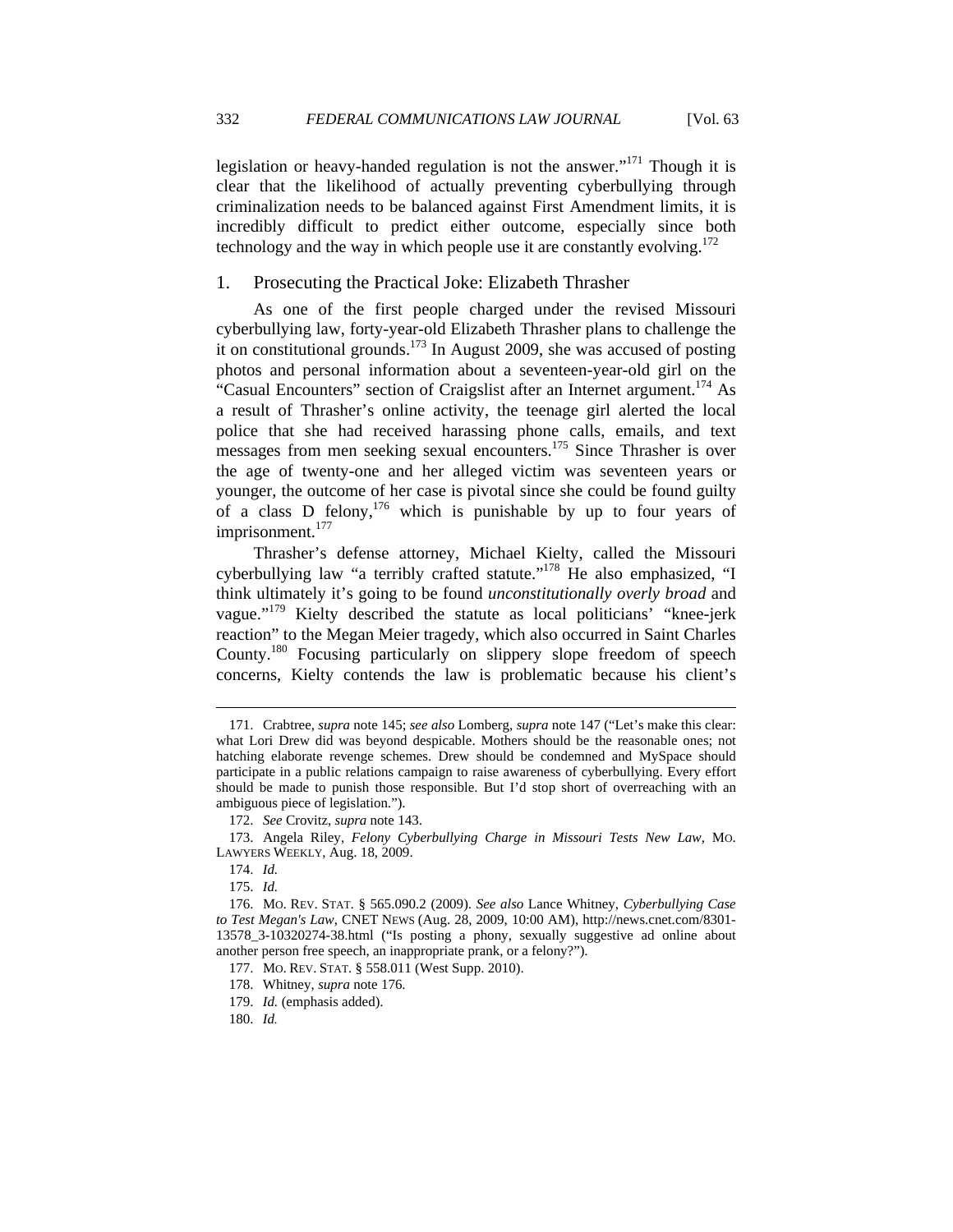legislation or heavy-handed regulation is not the answer."[171] Though it is clear that the likelihood of actually preventing cyberbullying through criminalization needs to be balanced against First Amendment limits, it is incredibly difficult to predict either outcome, especially since both technology and the way in which people use it are constantly evolving.[172]

### 1. Prosecuting the Practical Joke: Elizabeth Thrasher

As one of the first people charged under the revised Missouri cyberbullying law, forty-year-old Elizabeth Thrasher plans to challenge the it on constitutional grounds.[173] In August 2009, she was accused of posting photos and personal information about a seventeen-year-old girl on the "Casual Encounters" section of Craigslist after an Internet argument.[174] As a result of Thrasher's online activity, the teenage girl alerted the local police that she had received harassing phone calls, emails, and text messages from men seeking sexual encounters.[175] Since Thrasher is over the age of twenty-one and her alleged victim was seventeen years or younger, the outcome of her case is pivotal since she could be found guilty of a class D felony,[176] which is punishable by up to four years of imprisonment.[177]

Thrasher's defense attorney, Michael Kielty, called the Missouri cyberbullying law "a terribly crafted statute."[178] He also emphasized, "I think ultimately it's going to be found *unconstitutionally overly broad* and vague."[179] Kielty described the statute as local politicians' "knee-jerk reaction" to the Megan Meier tragedy, which also occurred in Saint Charles County.[180] Focusing particularly on slippery slope freedom of speech concerns, Kielty contends the law is problematic because his client's

---

171. Crabtree, *supra* note 145; *see also* Lomberg, *supra* note 147 ("Let's make this clear: what Lori Drew did was beyond despicable. Mothers should be the reasonable ones; not hatching elaborate revenge schemes. Drew should be condemned and MySpace should participate in a public relations campaign to raise awareness of cyberbullying. Every effort should be made to punish those responsible. But I'd stop short of overreaching with an ambiguous piece of legislation.").

172. *See* Crovitz, *supra* note 143.

173. Angela Riley, *Felony Cyberbullying Charge in Missouri Tests New Law*, MO. LAWYERS WEEKLY, Aug. 18, 2009.

174. *Id.*

175. *Id.*

176. MO. REV. STAT. § 565.090.2 (2009). *See also* Lance Whitney, *Cyberbullying Case to Test Megan's Law*, CNET NEWS (Aug. 28, 2009, 10:00 AM), http://news.cnet.com/8301-13578_3-10320274-38.html ("Is posting a phony, sexually suggestive ad online about another person free speech, an inappropriate prank, or a felony?").

177. MO. REV. STAT. § 558.011 (West Supp. 2010).

178. Whitney, *supra* note 176.

179. *Id.* (emphasis added).

180. *Id.*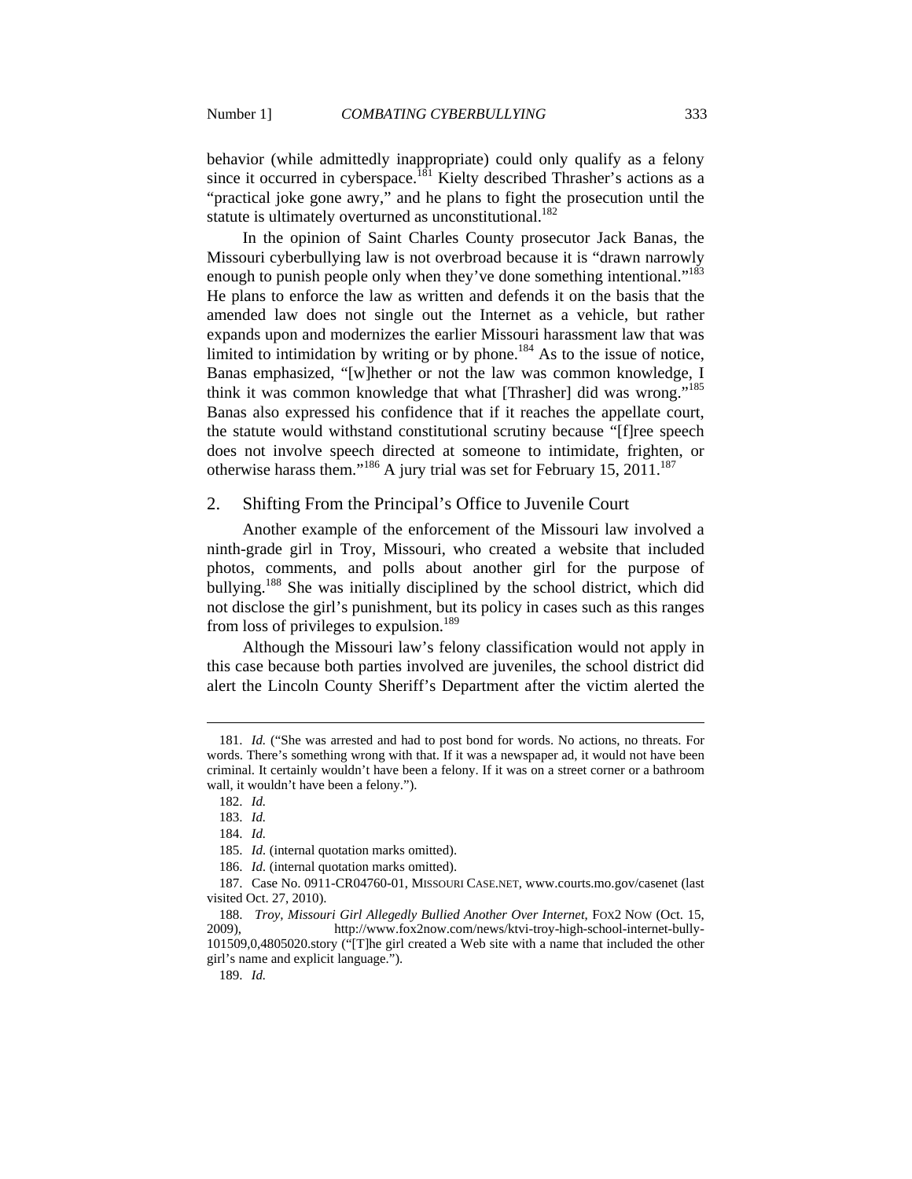behavior (while admittedly inappropriate) could only qualify as a felony since it occurred in cyberspace.[181] Kielty described Thrasher's actions as a "practical joke gone awry," and he plans to fight the prosecution until the statute is ultimately overturned as unconstitutional.[182]

In the opinion of Saint Charles County prosecutor Jack Banas, the Missouri cyberbullying law is not overbroad because it is "drawn narrowly enough to punish people only when they've done something intentional."[183] He plans to enforce the law as written and defends it on the basis that the amended law does not single out the Internet as a vehicle, but rather expands upon and modernizes the earlier Missouri harassment law that was limited to intimidation by writing or by phone.[184] As to the issue of notice, Banas emphasized, "[w]hether or not the law was common knowledge, I think it was common knowledge that what [Thrasher] did was wrong."[185] Banas also expressed his confidence that if it reaches the appellate court, the statute would withstand constitutional scrutiny because "[f]ree speech does not involve speech directed at someone to intimidate, frighten, or otherwise harass them."[186] A jury trial was set for February 15, 2011.[187]

## 2. Shifting From the Principal's Office to Juvenile Court

Another example of the enforcement of the Missouri law involved a ninth-grade girl in Troy, Missouri, who created a website that included photos, comments, and polls about another girl for the purpose of bullying.[188] She was initially disciplined by the school district, which did not disclose the girl's punishment, but its policy in cases such as this ranges from loss of privileges to expulsion.[189]

Although the Missouri law's felony classification would not apply in this case because both parties involved are juveniles, the school district did alert the Lincoln County Sheriff's Department after the victim alerted the

---

181. *Id.* ("She was arrested and had to post bond for words. No actions, no threats. For words. There's something wrong with that. If it was a newspaper ad, it would not have been criminal. It certainly wouldn't have been a felony. If it was on a street corner or a bathroom wall, it wouldn't have been a felony.").

182. *Id.*

183. *Id.*

184. *Id.*

185. *Id.* (internal quotation marks omitted).

186. *Id.* (internal quotation marks omitted).

187. Case No. 0911-CR04760-01, MISSOURI CASE.NET, www.courts.mo.gov/casenet (last visited Oct. 27, 2010).

188. *Troy, Missouri Girl Allegedly Bullied Another Over Internet*, FOX2 NOW (Oct. 15, 2009), http://www.fox2now.com/news/ktvi-troy-high-school-internet-bully-101509,0,4805020.story ("[T]he girl created a Web site with a name that included the other girl's name and explicit language.").

189. *Id.*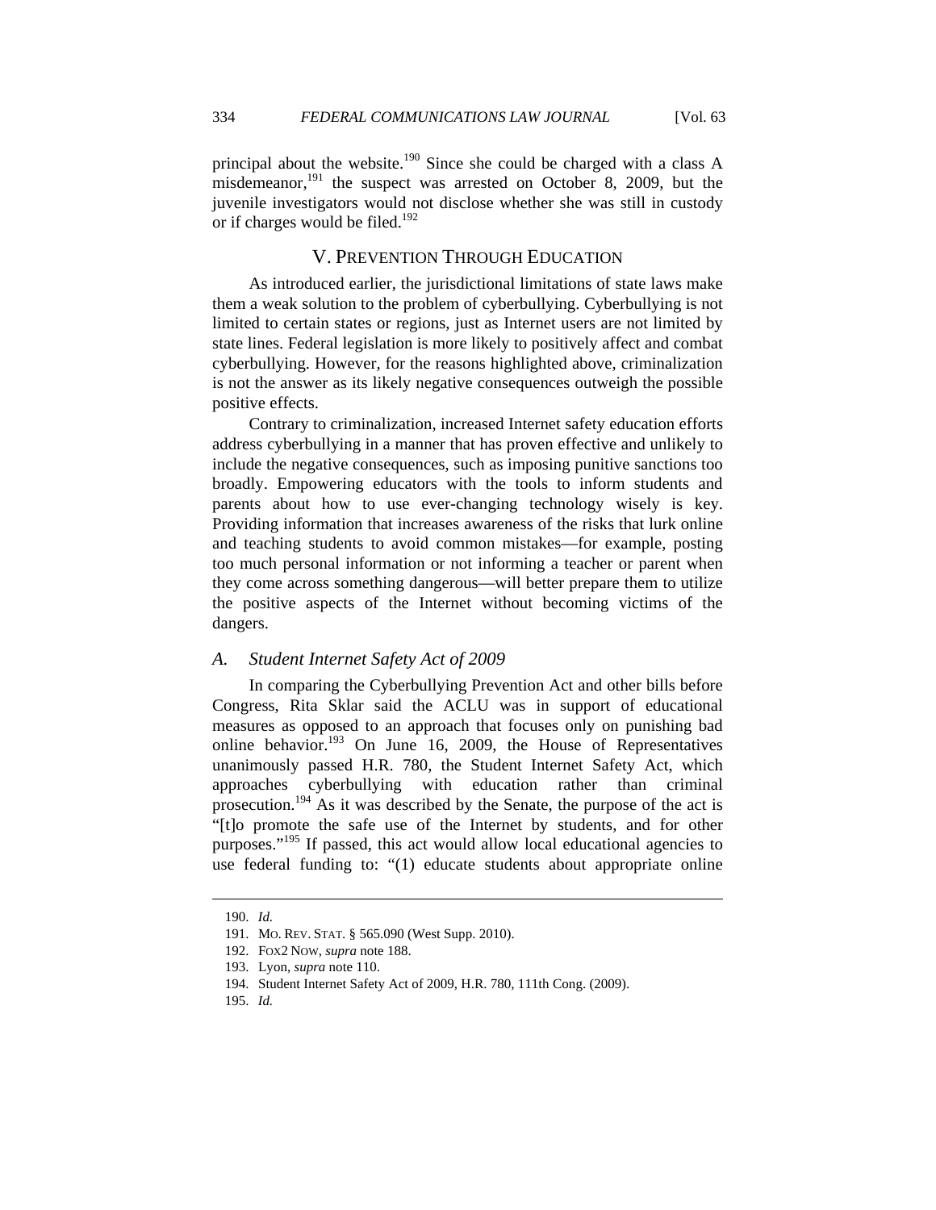principal about the website.[190] Since she could be charged with a class A misdemeanor,[191] the suspect was arrested on October 8, 2009, but the juvenile investigators would not disclose whether she was still in custody or if charges would be filed.[192]

## V. PREVENTION THROUGH EDUCATION

As introduced earlier, the jurisdictional limitations of state laws make them a weak solution to the problem of cyberbullying. Cyberbullying is not limited to certain states or regions, just as Internet users are not limited by state lines. Federal legislation is more likely to positively affect and combat cyberbullying. However, for the reasons highlighted above, criminalization is not the answer as its likely negative consequences outweigh the possible positive effects.

Contrary to criminalization, increased Internet safety education efforts address cyberbullying in a manner that has proven effective and unlikely to include the negative consequences, such as imposing punitive sanctions too broadly. Empowering educators with the tools to inform students and parents about how to use ever-changing technology wisely is key. Providing information that increases awareness of the risks that lurk online and teaching students to avoid common mistakes—for example, posting too much personal information or not informing a teacher or parent when they come across something dangerous—will better prepare them to utilize the positive aspects of the Internet without becoming victims of the dangers.

### *A. Student Internet Safety Act of 2009*

In comparing the Cyberbullying Prevention Act and other bills before Congress, Rita Sklar said the ACLU was in support of educational measures as opposed to an approach that focuses only on punishing bad online behavior.[193] On June 16, 2009, the House of Representatives unanimously passed H.R. 780, the Student Internet Safety Act, which approaches cyberbullying with education rather than criminal prosecution.[194] As it was described by the Senate, the purpose of the act is "[t]o promote the safe use of the Internet by students, and for other purposes."[195] If passed, this act would allow local educational agencies to use federal funding to: "(1) educate students about appropriate online

---

190. *Id.*

191. MO. REV. STAT. § 565.090 (West Supp. 2010).

192. FOX2 NOW, *supra* note 188.

193. Lyon, *supra* note 110.

194. Student Internet Safety Act of 2009, H.R. 780, 111th Cong. (2009).

195. *Id.*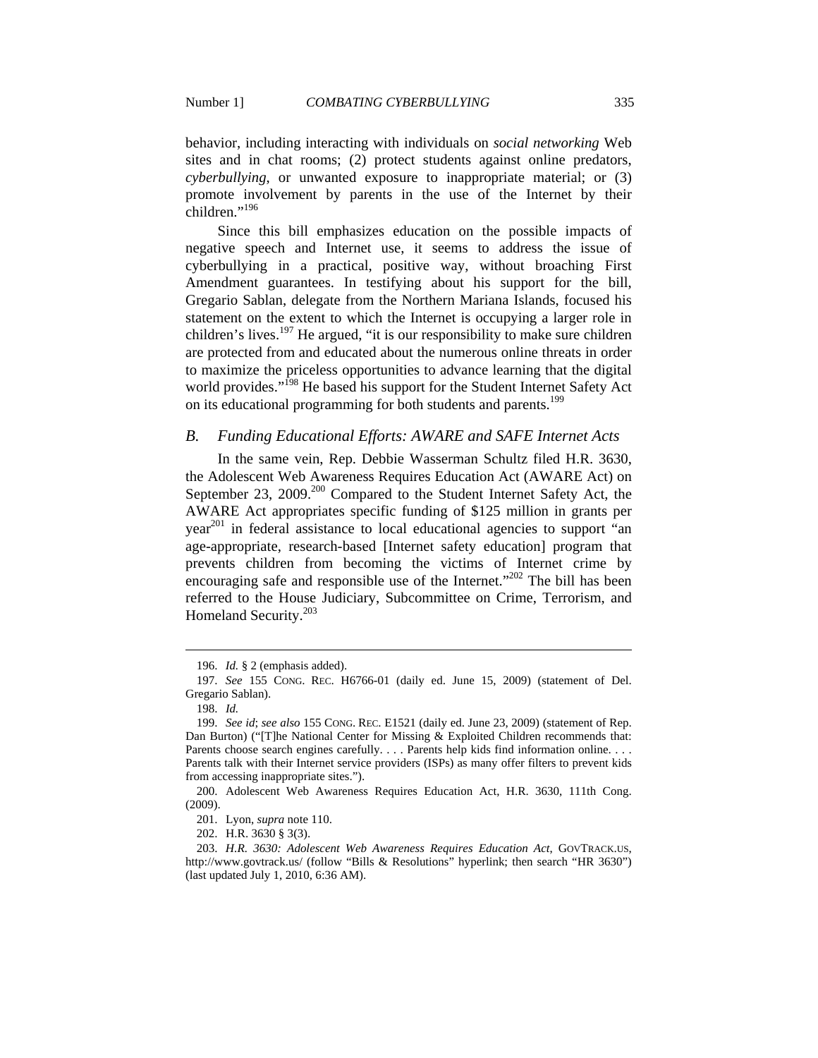behavior, including interacting with individuals on *social networking* Web sites and in chat rooms; (2) protect students against online predators, *cyberbullying*, or unwanted exposure to inappropriate material; or (3) promote involvement by parents in the use of the Internet by their children."[196]

Since this bill emphasizes education on the possible impacts of negative speech and Internet use, it seems to address the issue of cyberbullying in a practical, positive way, without broaching First Amendment guarantees. In testifying about his support for the bill, Gregario Sablan, delegate from the Northern Mariana Islands, focused his statement on the extent to which the Internet is occupying a larger role in children's lives.[197] He argued, "it is our responsibility to make sure children are protected from and educated about the numerous online threats in order to maximize the priceless opportunities to advance learning that the digital world provides."[198] He based his support for the Student Internet Safety Act on its educational programming for both students and parents.[199]

### *B. Funding Educational Efforts: AWARE and SAFE Internet Acts*

In the same vein, Rep. Debbie Wasserman Schultz filed H.R. 3630, the Adolescent Web Awareness Requires Education Act (AWARE Act) on September 23, 2009.[200] Compared to the Student Internet Safety Act, the AWARE Act appropriates specific funding of $125 million in grants per year[201] in federal assistance to local educational agencies to support "an age-appropriate, research-based [Internet safety education] program that prevents children from becoming the victims of Internet crime by encouraging safe and responsible use of the Internet."[202] The bill has been referred to the House Judiciary, Subcommittee on Crime, Terrorism, and Homeland Security.[203]

---

196. *Id.* § 2 (emphasis added).

197. *See* 155 CONG. REC. H6766-01 (daily ed. June 15, 2009) (statement of Del. Gregario Sablan).

198. *Id.*

199. *See id*; *see also* 155 CONG. REC. E1521 (daily ed. June 23, 2009) (statement of Rep. Dan Burton) ("[T]he National Center for Missing & Exploited Children recommends that: Parents choose search engines carefully. . . . Parents help kids find information online. . . . Parents talk with their Internet service providers (ISPs) as many offer filters to prevent kids from accessing inappropriate sites.").

200. Adolescent Web Awareness Requires Education Act, H.R. 3630, 111th Cong. (2009).

201. Lyon, *supra* note 110.

202. H.R. 3630 § 3(3).

203. *H.R. 3630: Adolescent Web Awareness Requires Education Act*, GOVTRACK.US, http://www.govtrack.us/ (follow "Bills & Resolutions" hyperlink; then search "HR 3630") (last updated July 1, 2010, 6:36 AM).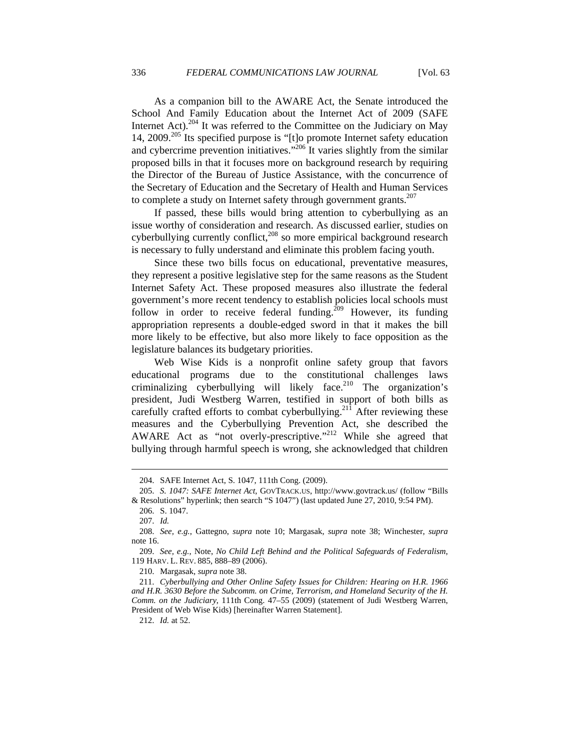As a companion bill to the AWARE Act, the Senate introduced the School And Family Education about the Internet Act of 2009 (SAFE Internet Act).[204] It was referred to the Committee on the Judiciary on May 14, 2009.[205] Its specified purpose is "[t]o promote Internet safety education and cybercrime prevention initiatives."[206] It varies slightly from the similar proposed bills in that it focuses more on background research by requiring the Director of the Bureau of Justice Assistance, with the concurrence of the Secretary of Education and the Secretary of Health and Human Services to complete a study on Internet safety through government grants.[207]

If passed, these bills would bring attention to cyberbullying as an issue worthy of consideration and research. As discussed earlier, studies on cyberbullying currently conflict,[208] so more empirical background research is necessary to fully understand and eliminate this problem facing youth.

Since these two bills focus on educational, preventative measures, they represent a positive legislative step for the same reasons as the Student Internet Safety Act. These proposed measures also illustrate the federal government's more recent tendency to establish policies local schools must follow in order to receive federal funding.[209] However, its funding appropriation represents a double-edged sword in that it makes the bill more likely to be effective, but also more likely to face opposition as the legislature balances its budgetary priorities.

Web Wise Kids is a nonprofit online safety group that favors educational programs due to the constitutional challenges laws criminalizing cyberbullying will likely face.[210] The organization's president, Judi Westberg Warren, testified in support of both bills as carefully crafted efforts to combat cyberbullying.[211] After reviewing these measures and the Cyberbullying Prevention Act, she described the AWARE Act as "not overly-prescriptive."[212] While she agreed that bullying through harmful speech is wrong, she acknowledged that children

---

204. SAFE Internet Act, S. 1047, 111th Cong. (2009).

205. *S. 1047: SAFE Internet Act*, GOVTRACK.US, http://www.govtrack.us/ (follow "Bills & Resolutions" hyperlink; then search "S 1047") (last updated June 27, 2010, 9:54 PM).

206. S. 1047.

207. *Id.*

208. *See, e.g.*, Gattegno, *supra* note 10; Margasak, *supra* note 38; Winchester, *supra* note 16.

209. *See, e.g.*, Note, *No Child Left Behind and the Political Safeguards of Federalism*, 119 HARV. L. REV. 885, 888–89 (2006).

210. Margasak, *supra* note 38.

211. *Cyberbullying and Other Online Safety Issues for Children: Hearing on H.R. 1966 and H.R. 3630 Before the Subcomm. on Crime, Terrorism, and Homeland Security of the H. Comm. on the Judiciary*, 111th Cong. 47–55 (2009) (statement of Judi Westberg Warren, President of Web Wise Kids) [hereinafter Warren Statement].

212. *Id.* at 52.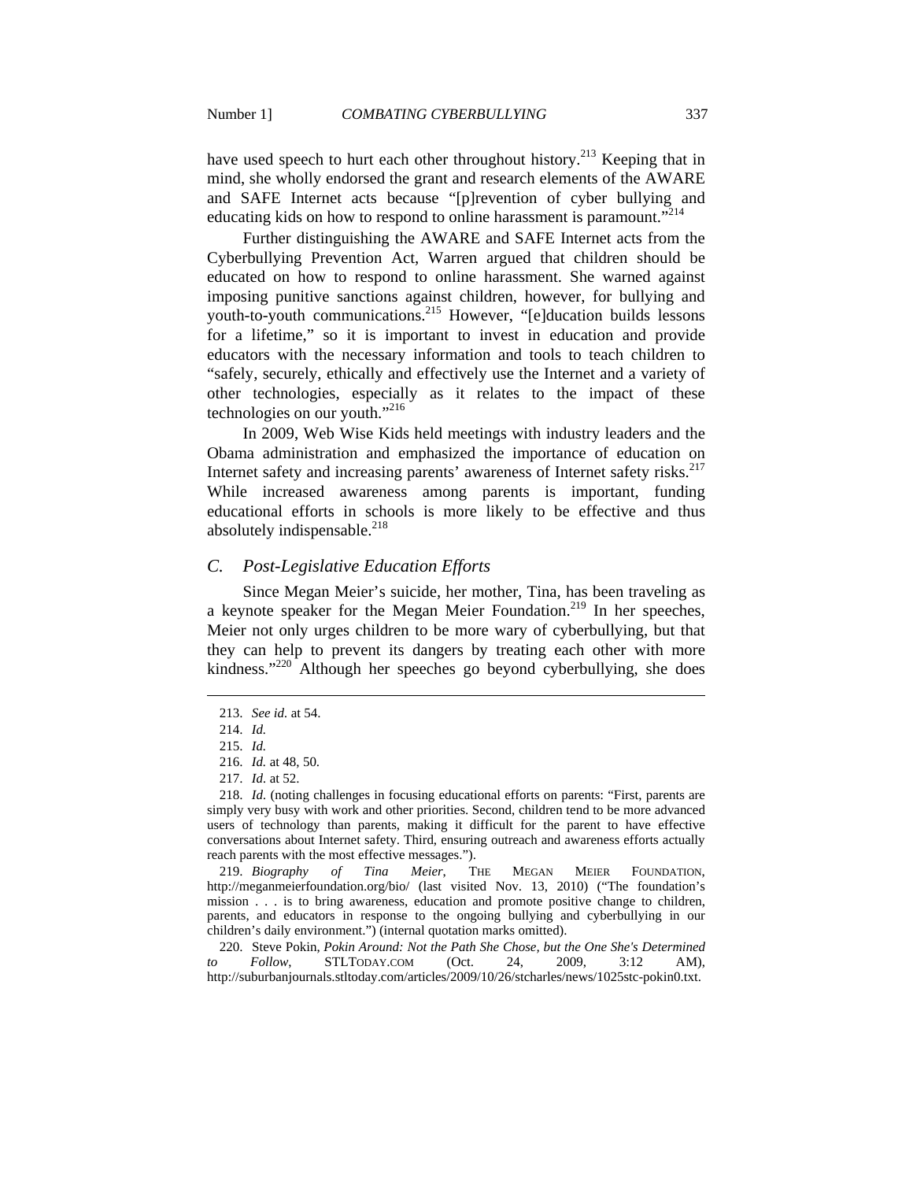have used speech to hurt each other throughout history.[213] Keeping that in mind, she wholly endorsed the grant and research elements of the AWARE and SAFE Internet acts because "[p]revention of cyber bullying and educating kids on how to respond to online harassment is paramount."[214]

Further distinguishing the AWARE and SAFE Internet acts from the Cyberbullying Prevention Act, Warren argued that children should be educated on how to respond to online harassment. She warned against imposing punitive sanctions against children, however, for bullying and youth-to-youth communications.[215] However, "[e]ducation builds lessons for a lifetime," so it is important to invest in education and provide educators with the necessary information and tools to teach children to "safely, securely, ethically and effectively use the Internet and a variety of other technologies, especially as it relates to the impact of these technologies on our youth."[216]

In 2009, Web Wise Kids held meetings with industry leaders and the Obama administration and emphasized the importance of education on Internet safety and increasing parents' awareness of Internet safety risks.[217] While increased awareness among parents is important, funding educational efforts in schools is more likely to be effective and thus absolutely indispensable.[218]

### *C. Post-Legislative Education Efforts*

Since Megan Meier's suicide, her mother, Tina, has been traveling as a keynote speaker for the Megan Meier Foundation.[219] In her speeches, Meier not only urges children to be more wary of cyberbullying, but that they can help to prevent its dangers by treating each other with more kindness."[220] Although her speeches go beyond cyberbullying, she does

---

213. *See id.* at 54.

214. *Id.*

215. *Id.*

216. *Id.* at 48, 50.

217. *Id.* at 52.

218. *Id.* (noting challenges in focusing educational efforts on parents: "First, parents are simply very busy with work and other priorities. Second, children tend to be more advanced users of technology than parents, making it difficult for the parent to have effective conversations about Internet safety. Third, ensuring outreach and awareness efforts actually reach parents with the most effective messages.").

219. *Biography of Tina Meier*, THE MEGAN MEIER FOUNDATION, http://meganmeierfoundation.org/bio/ (last visited Nov. 13, 2010) ("The foundation's mission . . . is to bring awareness, education and promote positive change to children, parents, and educators in response to the ongoing bullying and cyberbullying in our children's daily environment.") (internal quotation marks omitted).

220. Steve Pokin, *Pokin Around: Not the Path She Chose, but the One She's Determined to Follow*, STLTODAY.COM (Oct. 24, 2009, 3:12 AM), http://suburbanjournals.stltoday.com/articles/2009/10/26/stcharles/news/1025stc-pokin0.txt.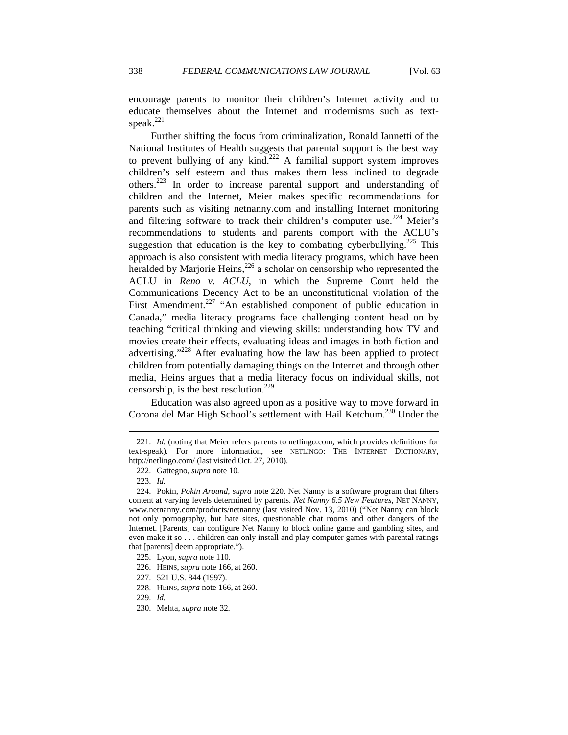encourage parents to monitor their children's Internet activity and to educate themselves about the Internet and modernisms such as text-speak.[221]

Further shifting the focus from criminalization, Ronald Iannetti of the National Institutes of Health suggests that parental support is the best way to prevent bullying of any kind.[222] A familial support system improves children's self esteem and thus makes them less inclined to degrade others.[223] In order to increase parental support and understanding of children and the Internet, Meier makes specific recommendations for parents such as visiting netnanny.com and installing Internet monitoring and filtering software to track their children's computer use.[224] Meier's recommendations to students and parents comport with the ACLU's suggestion that education is the key to combating cyberbullying.[225] This approach is also consistent with media literacy programs, which have been heralded by Marjorie Heins,[226] a scholar on censorship who represented the ACLU in *Reno v. ACLU*, in which the Supreme Court held the Communications Decency Act to be an unconstitutional violation of the First Amendment.[227] "An established component of public education in Canada," media literacy programs face challenging content head on by teaching "critical thinking and viewing skills: understanding how TV and movies create their effects, evaluating ideas and images in both fiction and advertising."[228] After evaluating how the law has been applied to protect children from potentially damaging things on the Internet and through other media, Heins argues that a media literacy focus on individual skills, not censorship, is the best resolution.[229]

Education was also agreed upon as a positive way to move forward in Corona del Mar High School's settlement with Hail Ketchum.[230] Under the

---

221. *Id.* (noting that Meier refers parents to netlingo.com, which provides definitions for text-speak). For more information, see NETLINGO: THE INTERNET DICTIONARY, http://netlingo.com/ (last visited Oct. 27, 2010).

222. Gattegno, *supra* note 10.

223. *Id.*

224. Pokin, *Pokin Around*, *supra* note 220. Net Nanny is a software program that filters content at varying levels determined by parents. *Net Nanny 6.5 New Features*, NET NANNY, www.netnanny.com/products/netnanny (last visited Nov. 13, 2010) ("Net Nanny can block not only pornography, but hate sites, questionable chat rooms and other dangers of the Internet. [Parents] can configure Net Nanny to block online game and gambling sites, and even make it so . . . children can only install and play computer games with parental ratings that [parents] deem appropriate.").

225. Lyon, *supra* note 110.

226. HEINS, *supra* note 166, at 260.

227. 521 U.S. 844 (1997).

228. HEINS, *supra* note 166, at 260.

229. *Id.*

230. Mehta, *supra* note 32.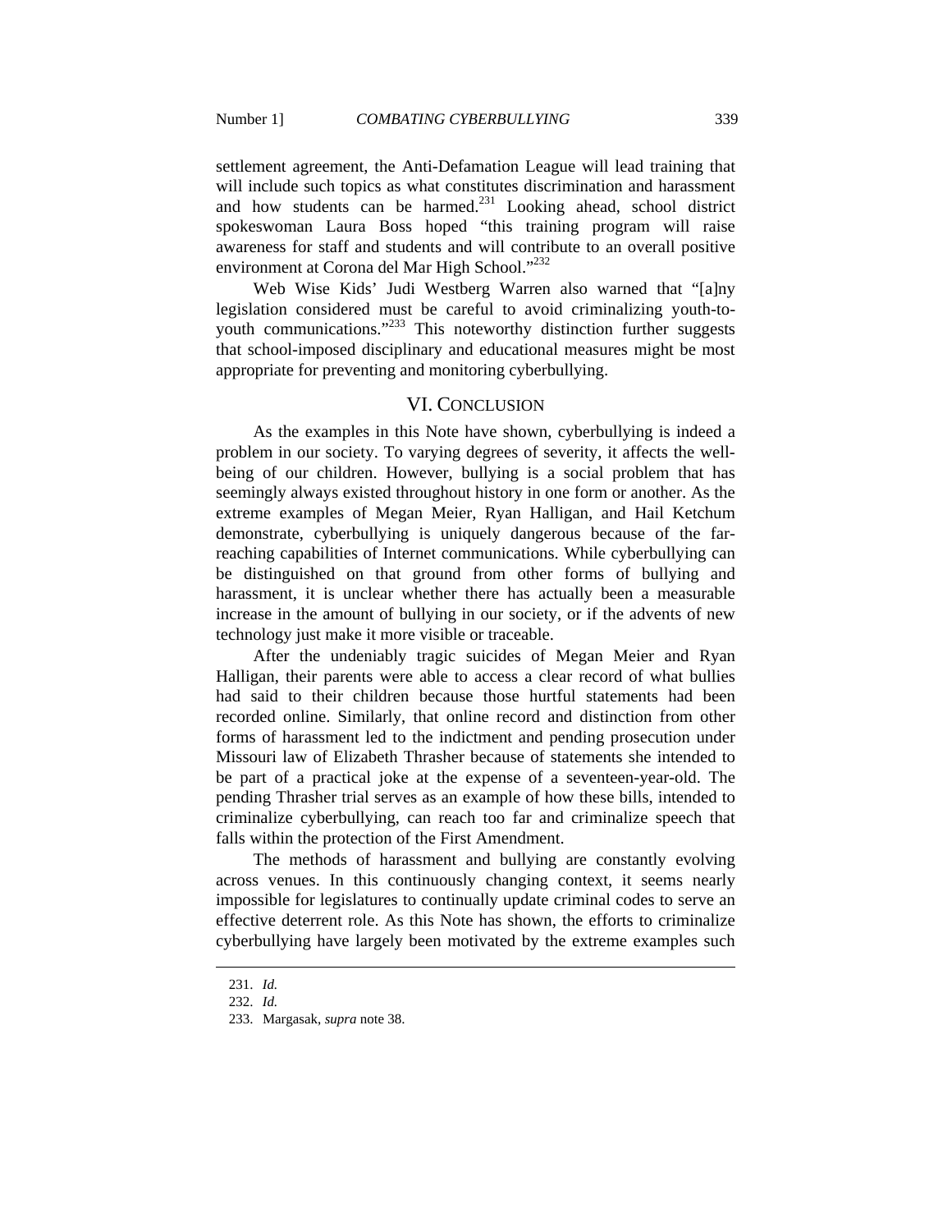settlement agreement, the Anti-Defamation League will lead training that will include such topics as what constitutes discrimination and harassment and how students can be harmed.[231] Looking ahead, school district spokeswoman Laura Boss hoped "this training program will raise awareness for staff and students and will contribute to an overall positive environment at Corona del Mar High School."[232]

Web Wise Kids' Judi Westberg Warren also warned that "[a]ny legislation considered must be careful to avoid criminalizing youth-to-youth communications."[233] This noteworthy distinction further suggests that school-imposed disciplinary and educational measures might be most appropriate for preventing and monitoring cyberbullying.

## VI. CONCLUSION

As the examples in this Note have shown, cyberbullying is indeed a problem in our society. To varying degrees of severity, it affects the well-being of our children. However, bullying is a social problem that has seemingly always existed throughout history in one form or another. As the extreme examples of Megan Meier, Ryan Halligan, and Hail Ketchum demonstrate, cyberbullying is uniquely dangerous because of the far-reaching capabilities of Internet communications. While cyberbullying can be distinguished on that ground from other forms of bullying and harassment, it is unclear whether there has actually been a measurable increase in the amount of bullying in our society, or if the advents of new technology just make it more visible or traceable.

After the undeniably tragic suicides of Megan Meier and Ryan Halligan, their parents were able to access a clear record of what bullies had said to their children because those hurtful statements had been recorded online. Similarly, that online record and distinction from other forms of harassment led to the indictment and pending prosecution under Missouri law of Elizabeth Thrasher because of statements she intended to be part of a practical joke at the expense of a seventeen-year-old. The pending Thrasher trial serves as an example of how these bills, intended to criminalize cyberbullying, can reach too far and criminalize speech that falls within the protection of the First Amendment.

The methods of harassment and bullying are constantly evolving across venues. In this continuously changing context, it seems nearly impossible for legislatures to continually update criminal codes to serve an effective deterrent role. As this Note has shown, the efforts to criminalize cyberbullying have largely been motivated by the extreme examples such

---

231. *Id.*

232. *Id.*

233. Margasak, *supra* note 38.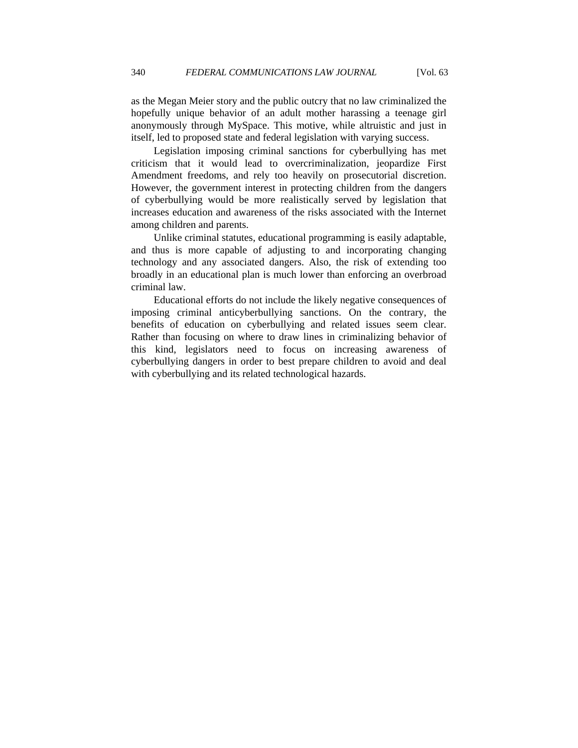as the Megan Meier story and the public outcry that no law criminalized the hopefully unique behavior of an adult mother harassing a teenage girl anonymously through MySpace. This motive, while altruistic and just in itself, led to proposed state and federal legislation with varying success.

Legislation imposing criminal sanctions for cyberbullying has met criticism that it would lead to overcriminalization, jeopardize First Amendment freedoms, and rely too heavily on prosecutorial discretion. However, the government interest in protecting children from the dangers of cyberbullying would be more realistically served by legislation that increases education and awareness of the risks associated with the Internet among children and parents.

Unlike criminal statutes, educational programming is easily adaptable, and thus is more capable of adjusting to and incorporating changing technology and any associated dangers. Also, the risk of extending too broadly in an educational plan is much lower than enforcing an overbroad criminal law.

Educational efforts do not include the likely negative consequences of imposing criminal anticyberbullying sanctions. On the contrary, the benefits of education on cyberbullying and related issues seem clear. Rather than focusing on where to draw lines in criminalizing behavior of this kind, legislators need to focus on increasing awareness of cyberbullying dangers in order to best prepare children to avoid and deal with cyberbullying and its related technological hazards.